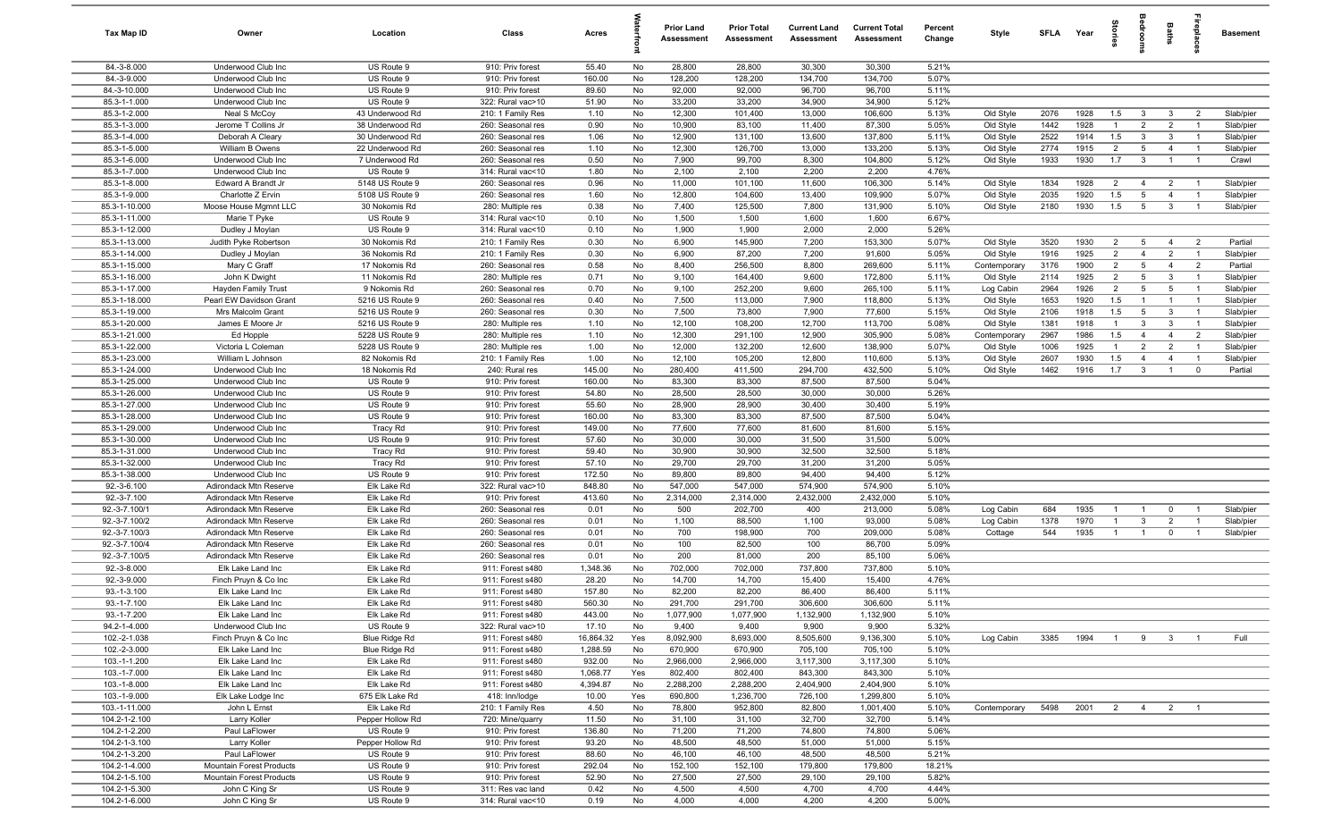| Tax Map ID | Owner | Location | Class | Acres | Waterfront | Prior Land Assessment | Prior Total Assessment | Current Land Assessment | Current Total Assessment | Percent Change | Style | SFLA | Year | Stories | Bedrooms | Baths | Fireplaces | Basement |
|---|---|---|---|---|---|---|---|---|---|---|---|---|---|---|---|---|---|---|
| 84.-3-8.000 | Underwood Club Inc | US Route 9 | 910: Priv forest | 55.40 | No | 28,800 | 28,800 | 30,300 | 30,300 | 5.21% | | | | | | | | |
| 84.-3-9.000 | Underwood Club Inc | US Route 9 | 910: Priv forest | 160.00 | No | 128,200 | 128,200 | 134,700 | 134,700 | 5.07% | | | | | | | | |
| 84.-3-10.000 | Underwood Club Inc | US Route 9 | 910: Priv forest | 89.60 | No | 92,000 | 92,000 | 96,700 | 96,700 | 5.11% | | | | | | | | |
| 85.3-1-1.000 | Underwood Club Inc | US Route 9 | 322: Rural vac>10 | 51.90 | No | 33,200 | 33,200 | 34,900 | 34,900 | 5.12% | | | | | | | | |
| 85.3-1-2.000 | Neal S McCoy | 43 Underwood Rd | 210: 1 Family Res | 1.10 | No | 12,300 | 101,400 | 13,000 | 106,600 | 5.13% | Old Style | 2076 | 1928 | 1.5 | 3 | 3 | 2 | Slab/pier |
| 85.3-1-3.000 | Jerome T Collins Jr | 38 Underwood Rd | 260: Seasonal res | 0.90 | No | 10,900 | 83,100 | 11,400 | 87,300 | 5.05% | Old Style | 1442 | 1928 | 1 | 2 | 2 | 1 | Slab/pier |
| 85.3-1-4.000 | Deborah A Cleary | 30 Underwood Rd | 260: Seasonal res | 1.06 | No | 12,900 | 131,100 | 13,600 | 137,800 | 5.11% | Old Style | 2522 | 1914 | 1.5 | 3 | 3 | 1 | Slab/pier |
| 85.3-1-5.000 | William B Owens | 22 Underwood Rd | 260: Seasonal res | 1.10 | No | 12,300 | 126,700 | 13,000 | 133,200 | 5.13% | Old Style | 2774 | 1915 | 2 | 5 | 4 | 1 | Slab/pier |
| 85.3-1-6.000 | Underwood Club Inc | 7 Underwood Rd | 260: Seasonal res | 0.50 | No | 7,900 | 99,700 | 8,300 | 104,800 | 5.12% | Old Style | 1933 | 1930 | 1.7 | 3 | 1 | 1 | Crawl |
| 85.3-1-7.000 | Underwood Club Inc | US Route 9 | 314: Rural vac<10 | 1.80 | No | 2,100 | 2,100 | 2,200 | 2,200 | 4.76% | | | | | | | | |
| 85.3-1-8.000 | Edward A Brandt Jr | 5148 US Route 9 | 260: Seasonal res | 0.96 | No | 11,000 | 101,100 | 11,600 | 106,300 | 5.14% | Old Style | 1834 | 1928 | 2 | 4 | 2 | 1 | Slab/pier |
| 85.3-1-9.000 | Charlotte Z Ervin | 5108 US Route 9 | 260: Seasonal res | 1.60 | No | 12,800 | 104,600 | 13,400 | 109,900 | 5.07% | Old Style | 2035 | 1920 | 1.5 | 5 | 4 | 1 | Slab/pier |
| 85.3-1-10.000 | Moose House Mgmnt LLC | 30 Nokomis Rd | 280: Multiple res | 0.38 | No | 7,400 | 125,500 | 7,800 | 131,900 | 5.10% | Old Style | 2180 | 1930 | 1.5 | 5 | 3 | 1 | Slab/pier |
| 85.3-1-11.000 | Marie T Pyke | US Route 9 | 314: Rural vac<10 | 0.10 | No | 1,500 | 1,500 | 1,600 | 1,600 | 6.67% | | | | | | | | |
| 85.3-1-12.000 | Dudley J Moylan | US Route 9 | 314: Rural vac<10 | 0.10 | No | 1,900 | 1,900 | 2,000 | 2,000 | 5.26% | | | | | | | | |
| 85.3-1-13.000 | Judith Pyke Robertson | 30 Nokomis Rd | 210: 1 Family Res | 0.30 | No | 6,900 | 145,900 | 7,200 | 153,300 | 5.07% | Old Style | 3520 | 1930 | 2 | 5 | 4 | 2 | Partial |
| 85.3-1-14.000 | Dudley J Moylan | 36 Nokomis Rd | 210: 1 Family Res | 0.30 | No | 6,900 | 87,200 | 7,200 | 91,600 | 5.05% | Old Style | 1916 | 1925 | 2 | 4 | 2 | 1 | Slab/pier |
| 85.3-1-15.000 | Mary C Graff | 17 Nokomis Rd | 260: Seasonal res | 0.58 | No | 8,400 | 256,500 | 8,800 | 269,600 | 5.11% | Contemporary | 3176 | 1900 | 2 | 5 | 4 | 2 | Partial |
| 85.3-1-16.000 | John K Dwight | 11 Nokomis Rd | 280: Multiple res | 0.71 | No | 9,100 | 164,400 | 9,600 | 172,800 | 5.11% | Old Style | 2114 | 1925 | 2 | 5 | 3 | 1 | Slab/pier |
| 85.3-1-17.000 | Hayden Family Trust | 9 Nokomis Rd | 260: Seasonal res | 0.70 | No | 9,100 | 252,200 | 9,600 | 265,100 | 5.11% | Log Cabin | 2964 | 1926 | 2 | 5 | 5 | 1 | Slab/pier |
| 85.3-1-18.000 | Pearl EW Davidson Grant | 5216 US Route 9 | 260: Seasonal res | 0.40 | No | 7,500 | 113,000 | 7,900 | 118,800 | 5.13% | Old Style | 1653 | 1920 | 1.5 | 1 | 1 | 1 | Slab/pier |
| 85.3-1-19.000 | Mrs Malcolm Grant | 5216 US Route 9 | 260: Seasonal res | 0.30 | No | 7,500 | 73,800 | 7,900 | 77,600 | 5.15% | Old Style | 2106 | 1918 | 1.5 | 5 | 3 | 1 | Slab/pier |
| 85.3-1-20.000 | James E Moore Jr | 5216 US Route 9 | 280: Multiple res | 1.10 | No | 12,100 | 108,200 | 12,700 | 113,700 | 5.08% | Old Style | 1381 | 1918 | 1 | 3 | 3 | 1 | Slab/pier |
| 85.3-1-21.000 | Ed Hopple | 5228 US Route 9 | 280: Multiple res | 1.10 | No | 12,300 | 291,100 | 12,900 | 305,900 | 5.08% | Contemporary | 2967 | 1986 | 1.5 | 4 | 4 | 2 | Slab/pier |
| 85.3-1-22.000 | Victoria L Coleman | 5228 US Route 9 | 280: Multiple res | 1.00 | No | 12,000 | 132,200 | 12,600 | 138,900 | 5.07% | Old Style | 1006 | 1925 | 1 | 2 | 2 | 1 | Slab/pier |
| 85.3-1-23.000 | William L Johnson | 82 Nokomis Rd | 210: 1 Family Res | 1.00 | No | 12,100 | 105,200 | 12,800 | 110,600 | 5.13% | Old Style | 2607 | 1930 | 1.5 | 4 | 4 | 1 | Slab/pier |
| 85.3-1-24.000 | Underwood Club Inc | 18 Nokomis Rd | 240: Rural res | 145.00 | No | 280,400 | 411,500 | 294,700 | 432,500 | 5.10% | Old Style | 1462 | 1916 | 1.7 | 3 | 1 | 0 | Partial |
| 85.3-1-25.000 | Underwood Club Inc | US Route 9 | 910: Priv forest | 160.00 | No | 83,300 | 83,300 | 87,500 | 87,500 | 5.04% | | | | | | | | |
| 85.3-1-26.000 | Underwood Club Inc | US Route 9 | 910: Priv forest | 54.80 | No | 28,500 | 28,500 | 30,000 | 30,000 | 5.26% | | | | | | | | |
| 85.3-1-27.000 | Underwood Club Inc | US Route 9 | 910: Priv forest | 55.60 | No | 28,900 | 28,900 | 30,400 | 30,400 | 5.19% | | | | | | | | |
| 85.3-1-28.000 | Underwood Club Inc | US Route 9 | 910: Priv forest | 160.00 | No | 83,300 | 83,300 | 87,500 | 87,500 | 5.04% | | | | | | | | |
| 85.3-1-29.000 | Underwood Club Inc | Tracy Rd | 910: Priv forest | 149.00 | No | 77,600 | 77,600 | 81,600 | 81,600 | 5.15% | | | | | | | | |
| 85.3-1-30.000 | Underwood Club Inc | US Route 9 | 910: Priv forest | 57.60 | No | 30,000 | 30,000 | 31,500 | 31,500 | 5.00% | | | | | | | | |
| 85.3-1-31.000 | Underwood Club Inc | Tracy Rd | 910: Priv forest | 59.40 | No | 30,900 | 30,900 | 32,500 | 32,500 | 5.18% | | | | | | | | |
| 85.3-1-32.000 | Underwood Club Inc | Tracy Rd | 910: Priv forest | 57.10 | No | 29,700 | 29,700 | 31,200 | 31,200 | 5.05% | | | | | | | | |
| 85.3-1-38.000 | Underwood Club Inc | US Route 9 | 910: Priv forest | 172.50 | No | 89,800 | 89,800 | 94,400 | 94,400 | 5.12% | | | | | | | | |
| 92.-3-6.100 | Adirondack Mtn Reserve | Elk Lake Rd | 322: Rural vac>10 | 848.80 | No | 547,000 | 547,000 | 574,900 | 574,900 | 5.10% | | | | | | | | |
| 92.-3-7.100 | Adirondack Mtn Reserve | Elk Lake Rd | 910: Priv forest | 413.60 | No | 2,314,000 | 2,314,000 | 2,432,000 | 2,432,000 | 5.10% | | | | | | | | |
| 92.-3-7.100/1 | Adirondack Mtn Reserve | Elk Lake Rd | 260: Seasonal res | 0.01 | No | 500 | 202,700 | 400 | 213,000 | 5.08% | Log Cabin | 684 | 1935 | 1 | 1 | 0 | 1 | Slab/pier |
| 92.-3-7.100/2 | Adirondack Mtn Reserve | Elk Lake Rd | 260: Seasonal res | 0.01 | No | 1,100 | 88,500 | 1,100 | 93,000 | 5.08% | Log Cabin | 1378 | 1970 | 1 | 3 | 2 | 1 | Slab/pier |
| 92.-3-7.100/3 | Adirondack Mtn Reserve | Elk Lake Rd | 260: Seasonal res | 0.01 | No | 700 | 198,900 | 700 | 209,000 | 5.08% | Cottage | 544 | 1935 | 1 | 1 | 0 | 1 | Slab/pier |
| 92.-3-7.100/4 | Adirondack Mtn Reserve | Elk Lake Rd | 260: Seasonal res | 0.01 | No | 100 | 82,500 | 100 | 86,700 | 5.09% | | | | | | | | |
| 92.-3-7.100/5 | Adirondack Mtn Reserve | Elk Lake Rd | 260: Seasonal res | 0.01 | No | 200 | 81,000 | 200 | 85,100 | 5.06% | | | | | | | | |
| 92.-3-8.000 | Elk Lake Land Inc | Elk Lake Rd | 911: Forest s480 | 1,348.36 | No | 702,000 | 702,000 | 737,800 | 737,800 | 5.10% | | | | | | | | |
| 92.-3-9.000 | Finch Pruyn & Co Inc | Elk Lake Rd | 911: Forest s480 | 28.20 | No | 14,700 | 14,700 | 15,400 | 15,400 | 4.76% | | | | | | | | |
| 93.-1-3.100 | Elk Lake Land Inc | Elk Lake Rd | 911: Forest s480 | 157.80 | No | 82,200 | 82,200 | 86,400 | 86,400 | 5.11% | | | | | | | | |
| 93.-1-7.100 | Elk Lake Land Inc | Elk Lake Rd | 911: Forest s480 | 560.30 | No | 291,700 | 291,700 | 306,600 | 306,600 | 5.11% | | | | | | | | |
| 93.-1-7.200 | Elk Lake Land Inc | Elk Lake Rd | 911: Forest s480 | 443.00 | No | 1,077,900 | 1,077,900 | 1,132,900 | 1,132,900 | 5.10% | | | | | | | | |
| 94.2-1-4.000 | Underwood Club Inc | US Route 9 | 322: Rural vac>10 | 17.10 | No | 9,400 | 9,400 | 9,900 | 9,900 | 5.32% | | | | | | | | |
| 102.-2-1.038 | Finch Pruyn & Co Inc | Blue Ridge Rd | 911: Forest s480 | 16,864.32 | Yes | 8,092,900 | 8,693,000 | 8,505,600 | 9,136,300 | 5.10% | Log Cabin | 3385 | 1994 | 1 | 9 | 3 | 1 | Full |
| 102.-2-3.000 | Elk Lake Land Inc | Blue Ridge Rd | 911: Forest s480 | 1,288.59 | No | 670,900 | 670,900 | 705,100 | 705,100 | 5.10% | | | | | | | | |
| 103.-1-1.200 | Elk Lake Land Inc | Elk Lake Rd | 911: Forest s480 | 932.00 | No | 2,966,000 | 2,966,000 | 3,117,300 | 3,117,300 | 5.10% | | | | | | | | |
| 103.-1-7.000 | Elk Lake Land Inc | Elk Lake Rd | 911: Forest s480 | 1,068.77 | Yes | 802,400 | 802,400 | 843,300 | 843,300 | 5.10% | | | | | | | | |
| 103.-1-8.000 | Elk Lake Land Inc | Elk Lake Rd | 911: Forest s480 | 4,394.87 | No | 2,288,200 | 2,288,200 | 2,404,900 | 2,404,900 | 5.10% | | | | | | | | |
| 103.-1-9.000 | Elk Lake Lodge Inc | 675 Elk Lake Rd | 418: Inn/lodge | 10.00 | Yes | 690,800 | 1,236,700 | 726,100 | 1,299,800 | 5.10% | | | | | | | | |
| 103.-1-11.000 | John L Ernst | Elk Lake Rd | 210: 1 Family Res | 4.50 | No | 78,800 | 952,800 | 82,800 | 1,001,400 | 5.10% | Contemporary | 5498 | 2001 | 2 | 4 | 2 | 1 | |
| 104.2-1-2.100 | Larry Koller | Pepper Hollow Rd | 720: Mine/quarry | 11.50 | No | 31,100 | 31,100 | 32,700 | 32,700 | 5.14% | | | | | | | | |
| 104.2-1-2.200 | Paul LaFlower | US Route 9 | 910: Priv forest | 136.80 | No | 71,200 | 71,200 | 74,800 | 74,800 | 5.06% | | | | | | | | |
| 104.2-1-3.100 | Larry Koller | Pepper Hollow Rd | 910: Priv forest | 93.20 | No | 48,500 | 48,500 | 51,000 | 51,000 | 5.15% | | | | | | | | |
| 104.2-1-3.200 | Paul LaFlower | US Route 9 | 910: Priv forest | 88.60 | No | 46,100 | 46,100 | 48,500 | 48,500 | 5.21% | | | | | | | | |
| 104.2-1-4.000 | Mountain Forest Products | US Route 9 | 910: Priv forest | 292.04 | No | 152,100 | 152,100 | 179,800 | 179,800 | 18.21% | | | | | | | | |
| 104.2-1-5.100 | Mountain Forest Products | US Route 9 | 910: Priv forest | 52.90 | No | 27,500 | 27,500 | 29,100 | 29,100 | 5.82% | | | | | | | | |
| 104.2-1-5.300 | John C King Sr | US Route 9 | 311: Res vac land | 0.42 | No | 4,500 | 4,500 | 4,700 | 4,700 | 4.44% | | | | | | | | |
| 104.2-1-6.000 | John C King Sr | US Route 9 | 314: Rural vac<10 | 0.19 | No | 4,000 | 4,000 | 4,200 | 4,200 | 5.00% | | | | | | | | |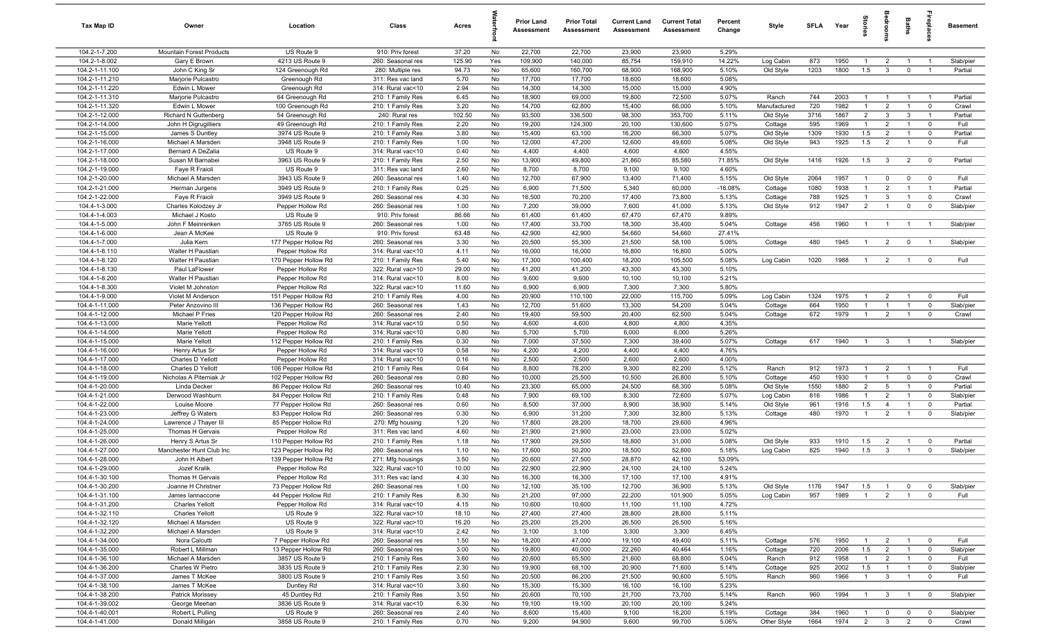| Tax Map ID | Owner | Location | Class | Acres | Waterfront | Prior Land Assessment | Prior Total Assessment | Current Land Assessment | Current Total Assessment | Percent Change | Style | SFLA | Year | Stories | Bedrooms | Baths | Fireplaces | Basement |
|---|---|---|---|---|---|---|---|---|---|---|---|---|---|---|---|---|---|---|
| 104.2-1-7.200 | Mountain Forest Products | US Route 9 | 910: Priv forest | 37.20 | No | 22,700 | 22,700 | 23,900 | 23,900 | 5.29% | | | | | | | | |
| 104.2-1-8.002 | Gary E Brown | 4213 US Route 9 | 260: Seasonal res | 125.90 | Yes | 109,900 | 140,000 | 85,754 | 159,910 | 14.22% | Log Cabin | 873 | 1950 | 1 | 2 | 1 | 1 | Slab/pier |
| 104.2-1-11.100 | John C King Sr | 124 Greenough Rd | 280: Multiple res | 94.73 | No | 65,600 | 160,700 | 68,900 | 168,900 | 5.10% | Old Style | 1203 | 1800 | 1.5 | 3 | 0 | 1 | Partial |
| 104.2-1-11.210 | Marjorie Pulcastro | Greenough Rd | 311: Res vac land | 5.70 | No | 17,700 | 17,700 | 18,600 | 18,600 | 5.08% | | | | | | | | |
| 104.2-1-11.220 | Edwin L Mower | Greenough Rd | 314: Rural vac<10 | 2.94 | No | 14,300 | 14,300 | 15,000 | 15,000 | 4.90% | | | | | | | | |
| 104.2-1-11.310 | Marjorie Pulcastro | 64 Greenough Rd | 210: 1 Family Res | 6.45 | No | 18,900 | 69,000 | 19,800 | 72,500 | 5.07% | Ranch | 744 | 2003 | 1 | 1 | 1 | 1 | Partial |
| 104.2-1-11.320 | Edwin L Mower | 100 Greenough Rd | 210: 1 Family Res | 3.20 | No | 14,700 | 62,800 | 15,400 | 66,000 | 5.10% | Manufactured | 720 | 1982 | 1 | 2 | 1 | 0 | Crawl |
| 104.2-1-12.000 | Richard N Guttenberg | 54 Greenough Rd | 240: Rural res | 102.50 | No | 93,500 | 336,500 | 98,300 | 353,700 | 5.11% | Old Style | 3716 | 1867 | 2 | 3 | 3 | 1 | Partial |
| 104.2-1-14.000 | John H Digrugilliers | 49 Greenough Rd | 210: 1 Family Res | 2.20 | No | 19,200 | 124,300 | 20,100 | 130,600 | 5.07% | Cottage | 595 | 1969 | 1 | 2 | 1 | 0 | Full |
| 104.2-1-15.000 | James S Duntley | 3974 US Route 9 | 210: 1 Family Res | 3.80 | No | 15,400 | 63,100 | 16,200 | 66,300 | 5.07% | Old Style | 1309 | 1930 | 1.5 | 2 | 1 | 0 | Partial |
| 104.2-1-16.000 | Michael A Marsden | 3948 US Route 9 | 210: 1 Family Res | 1.00 | No | 12,000 | 47,200 | 12,600 | 49,600 | 5.08% | Old Style | 943 | 1925 | 1.5 | 2 | 1 | 0 | Full |
| 104.2-1-17.000 | Bernard A DeZalia | US Route 9 | 314: Rural vac<10 | 0.40 | No | 4,400 | 4,400 | 4,600 | 4,600 | 4.55% | | | | | | | | |
| 104.2-1-18.000 | Susan M Barnabei | 3963 US Route 9 | 210: 1 Family Res | 2.50 | No | 13,900 | 49,800 | 21,860 | 85,580 | 71.85% | Old Style | 1416 | 1926 | 1.5 | 3 | 2 | 0 | Partial |
| 104.2-1-19.000 | Faye R Fraioli | US Route 9 | 311: Res vac land | 2.60 | No | 8,700 | 8,700 | 9,100 | 9,100 | 4.60% | | | | | | | | |
| 104.2-1-20.000 | Michael A Marsden | 3943 US Route 9 | 260: Seasonal res | 1.40 | No | 12,700 | 67,900 | 13,400 | 71,400 | 5.15% | Old Style | 2064 | 1957 | 1 | 0 | 0 | 0 | Full |
| 104.2-1-21.000 | Herman Jurgens | 3949 US Route 9 | 210: 1 Family Res | 0.25 | No | 6,900 | 71,500 | 5,340 | 60,000 | -16.08% | Cottage | 1080 | 1938 | 1 | 2 | 1 | 1 | Partial |
| 104.2-1-22.000 | Faye R Fraioli | 3949 US Route 9 | 260: Seasonal res | 4.30 | No | 16,500 | 70,200 | 17,400 | 73,800 | 5.13% | Cottage | 788 | 1925 | 1 | 3 | 1 | 0 | Crawl |
| 104.4-1-3.000 | Charles Kolodzey Jr | Pepper Hollow Rd | 260: Seasonal res | 1.00 | No | 7,200 | 39,000 | 7,600 | 41,000 | 5.13% | Old Style | 912 | 1947 | 2 | 1 | 0 | 0 | Slab/pier |
| 104.4-1-4.003 | Michael J Kosto | US Route 9 | 910: Priv forest | 86.66 | No | 61,400 | 61,400 | 67,470 | 67,470 | 9.89% | | | | | | | | |
| 104.4-1-5.000 | John F Meinrenken | 3765 US Route 9 | 260: Seasonal res | 1.00 | No | 17,400 | 33,700 | 18,300 | 35,400 | 5.04% | Cottage | 456 | 1960 | 1 | 1 | 1 | 1 | Slab/pier |
| 104.4-1-6.000 | Jean A McKee | US Route 9 | 910: Priv forest | 63.48 | No | 42,900 | 42,900 | 54,660 | 54,660 | 27.41% | | | | | | | | |
| 104.4-1-7.000 | Julia Kern | 177 Pepper Hollow Rd | 260: Seasonal res | 3.30 | No | 20,500 | 55,300 | 21,500 | 58,100 | 5.06% | Cottage | 480 | 1945 | 1 | 2 | 0 | 1 | Slab/pier |
| 104.4-1-8.110 | Walter H Paustian | Pepper Hollow Rd | 314: Rural vac<10 | 4.11 | No | 16,000 | 16,000 | 16,800 | 16,800 | 5.00% | | | | | | | | |
| 104.4-1-8.120 | Walter H Paustian | 170 Pepper Hollow Rd | 210: 1 Family Res | 5.40 | No | 17,300 | 100,400 | 18,200 | 105,500 | 5.08% | Log Cabin | 1020 | 1988 | 1 | 2 | 1 | 0 | Full |
| 104.4-1-8.130 | Paul LaFlower | Pepper Hollow Rd | 322: Rural vac>10 | 29.00 | No | 41,200 | 41,200 | 43,300 | 43,300 | 5.10% | | | | | | | | |
| 104.4-1-8.200 | Walter H Paustian | Pepper Hollow Rd | 314: Rural vac<10 | 8.00 | No | 9,600 | 9,600 | 10,100 | 10,100 | 5.21% | | | | | | | | |
| 104.4-1-8.300 | Violet M Johnston | Pepper Hollow Rd | 322: Rural vac>10 | 11.60 | No | 6,900 | 6,900 | 7,300 | 7,300 | 5.80% | | | | | | | | |
| 104.4-1-9.000 | Violet M Anderson | 151 Pepper Hollow Rd | 210: 1 Family Res | 4.00 | No | 20,900 | 110,100 | 22,000 | 115,700 | 5.09% | Log Cabin | 1324 | 1975 | 1 | 2 | 1 | 0 | Full |
| 104.4-1-11.000 | Peter Anzovino III | 136 Pepper Hollow Rd | 260: Seasonal res | 1.43 | No | 12,700 | 51,600 | 13,300 | 54,200 | 5.04% | Cottage | 664 | 1950 | 1 | 1 | 1 | 0 | Slab/pier |
| 104.4-1-12.000 | Michael P Fries | 120 Pepper Hollow Rd | 260: Seasonal res | 2.40 | No | 19,400 | 59,500 | 20,400 | 62,500 | 5.04% | Cottage | 672 | 1979 | 1 | 2 | 1 | 0 | Crawl |
| 104.4-1-13.000 | Marie Yellott | Pepper Hollow Rd | 314: Rural vac<10 | 0.50 | No | 4,600 | 4,600 | 4,800 | 4,800 | 4.35% | | | | | | | | |
| 104.4-1-14.000 | Marie Yellott | Pepper Hollow Rd | 314: Rural vac<10 | 0.80 | No | 5,700 | 5,700 | 6,000 | 6,000 | 5.26% | | | | | | | | |
| 104.4-1-15.000 | Marie Yellott | 112 Pepper Hollow Rd | 210: 1 Family Res | 0.30 | No | 7,000 | 37,500 | 7,300 | 39,400 | 5.07% | Cottage | 617 | 1940 | 1 | 3 | 1 | 1 | Slab/pier |
| 104.4-1-16.000 | Henry Artus Sr | Pepper Hollow Rd | 314: Rural vac<10 | 0.58 | No | 4,200 | 4,200 | 4,400 | 4,400 | 4.76% | | | | | | | | |
| 104.4-1-17.000 | Charles D Yellott | Pepper Hollow Rd | 314: Rural vac<10 | 0.16 | No | 2,500 | 2,500 | 2,600 | 2,600 | 4.00% | | | | | | | | |
| 104.4-1-18.000 | Charles D Yellott | 106 Pepper Hollow Rd | 210: 1 Family Res | 0.64 | No | 8,800 | 78,200 | 9,300 | 82,200 | 5.12% | Ranch | 912 | 1973 | 1 | 2 | 1 | 1 | Full |
| 104.4-1-19.000 | Nicholas A Piterniak Jr | 102 Pepper Hollow Rd | 260: Seasonal res | 0.80 | No | 10,000 | 25,500 | 10,500 | 26,800 | 5.10% | Cottage | 450 | 1930 | 1 | 1 | 0 | 0 | Crawl |
| 104.4-1-20.000 | Linda Decker | 86 Pepper Hollow Rd | 260: Seasonal res | 10.40 | No | 23,300 | 65,000 | 24,500 | 68,300 | 5.08% | Old Style | 1550 | 1880 | 2 | 5 | 1 | 0 | Partial |
| 104.4-1-21.000 | Derwood Washburn | 84 Pepper Hollow Rd | 210: 1 Family Res | 0.48 | No | 7,900 | 69,100 | 8,300 | 72,600 | 5.07% | Log Cabin | 816 | 1986 | 1 | 2 | 1 | 0 | Slab/pier |
| 104.4-1-22.000 | Louise Moore | 77 Pepper Hollow Rd | 260: Seasonal res | 0.60 | No | 8,500 | 37,000 | 8,900 | 38,900 | 5.14% | Old Style | 961 | 1916 | 1.5 | 4 | 1 | 0 | Partial |
| 104.4-1-23.000 | Jeffrey G Waters | 83 Pepper Hollow Rd | 260: Seasonal res | 0.30 | No | 6,900 | 31,200 | 7,300 | 32,800 | 5.13% | Cottage | 480 | 1970 | 1 | 2 | 1 | 0 | Slab/pier |
| 104.4-1-24.000 | Lawrence J Thayer III | 85 Pepper Hollow Rd | 270: Mfg housing | 1.20 | No | 17,800 | 28,200 | 18,700 | 29,600 | 4.96% | | | | | | | | |
| 104.4-1-25.000 | Thomas H Gervais | Pepper Hollow Rd | 311: Res vac land | 4.60 | No | 21,900 | 21,900 | 23,000 | 23,000 | 5.02% | | | | | | | | |
| 104.4-1-26.000 | Henry S Artus Sr | 110 Pepper Hollow Rd | 210: 1 Family Res | 1.18 | No | 17,900 | 29,500 | 18,800 | 31,000 | 5.08% | Old Style | 933 | 1910 | 1.5 | 2 | 1 | 0 | Partial |
| 104.4-1-27.000 | Manchester Hunt Club Inc | 123 Pepper Hollow Rd | 260: Seasonal res | 1.10 | No | 17,600 | 50,200 | 18,500 | 52,800 | 5.18% | Log Cabin | 825 | 1940 | 1.5 | 3 | 1 | 0 | Slab/pier |
| 104.4-1-28.000 | John H Albert | 139 Pepper Hollow Rd | 271: Mfg housings | 3.50 | No | 20,600 | 27,500 | 28,870 | 42,100 | 53.09% | | | | | | | | |
| 104.4-1-29.000 | Jozef Kralik | Pepper Hollow Rd | 322: Rural vac>10 | 10.00 | No | 22,900 | 22,900 | 24,100 | 24,100 | 5.24% | | | | | | | | |
| 104.4-1-30.100 | Thomas H Gervais | Pepper Hollow Rd | 311: Res vac land | 4.30 | No | 16,300 | 16,300 | 17,100 | 17,100 | 4.91% | | | | | | | | |
| 104.4-1-30.200 | Joanne H Christner | 73 Pepper Hollow Rd | 260: Seasonal res | 1.00 | No | 12,100 | 35,100 | 12,700 | 36,900 | 5.13% | Old Style | 1176 | 1947 | 1.5 | 1 | 0 | 0 | Slab/pier |
| 104.4-1-31.100 | James Iannaccone | 44 Pepper Hollow Rd | 210: 1 Family Res | 8.30 | No | 21,200 | 97,000 | 22,200 | 101,900 | 5.05% | Log Cabin | 957 | 1989 | 1 | 2 | 1 | 0 | Full |
| 104.4-1-31.200 | Charles Yellott | Pepper Hollow Rd | 314: Rural vac<10 | 4.15 | No | 10,600 | 10,600 | 11,100 | 11,100 | 4.72% | | | | | | | | |
| 104.4-1-32.110 | Charles Yellott | US Route 9 | 322: Rural vac>10 | 18.10 | No | 27,400 | 27,400 | 28,800 | 28,800 | 5.11% | | | | | | | | |
| 104.4-1-32.120 | Michael A Marsden | US Route 9 | 322: Rural vac>10 | 16.20 | No | 25,200 | 25,200 | 26,500 | 26,500 | 5.16% | | | | | | | | |
| 104.4-1-32.200 | Michael A Marsden | US Route 9 | 314: Rural vac<10 | 2.42 | No | 3,100 | 3,100 | 3,300 | 3,300 | 6.45% | | | | | | | | |
| 104.4-1-34.000 | Nora Calcutti | 7 Pepper Hollow Rd | 260: Seasonal res | 1.50 | No | 18,200 | 47,000 | 19,100 | 49,400 | 5.11% | Cottage | 576 | 1950 | 1 | 2 | 1 | 0 | Full |
| 104.4-1-35.000 | Robert L Millman | 13 Pepper Hollow Rd | 260: Seasonal res | 3.00 | No | 19,800 | 40,000 | 22,260 | 40,464 | 1.16% | Cottage | 720 | 2006 | 1.5 | 2 | 1 | 0 | Slab/pier |
| 104.4-1-36.100 | Michael A Marsden | 3857 US Route 9 | 210: 1 Family Res | 3.60 | No | 20,600 | 65,500 | 21,600 | 68,800 | 5.04% | Ranch | 912 | 1958 | 1 | 2 | 1 | 0 | Full |
| 104.4-1-36.200 | Charles W Pietro | 3835 US Route 9 | 210: 1 Family Res | 2.30 | No | 19,900 | 68,100 | 20,900 | 71,600 | 5.14% | Cottage | 925 | 2002 | 1.5 | 1 | 1 | 0 | Slab/pier |
| 104.4-1-37.000 | James T McKee | 3800 US Route 9 | 210: 1 Family Res | 3.50 | No | 20,500 | 86,200 | 21,500 | 90,600 | 5.10% | Ranch | 960 | 1966 | 1 | 3 | 1 | 0 | Full |
| 104.4-1-38.100 | James T McKee | Duntley Rd | 314: Rural vac<10 | 3.60 | No | 15,300 | 15,300 | 16,100 | 16,100 | 5.23% | | | | | | | | |
| 104.4-1-38.200 | Patrick Morissey | 45 Duntley Rd | 210: 1 Family Res | 3.50 | No | 20,600 | 70,100 | 21,700 | 73,700 | 5.14% | Ranch | 960 | 1994 | 1 | 3 | 1 | 0 | Slab/pier |
| 104.4-1-39.002 | George Meehan | 3836 US Route 9 | 314: Rural vac<10 | 6.30 | No | 19,100 | 19,100 | 20,100 | 20,100 | 5.24% | | | | | | | | |
| 104.4-1-40.001 | Robert L Pulling | US Route 9 | 260: Seasonal res | 2.40 | No | 8,600 | 15,400 | 9,100 | 16,200 | 5.19% | Cottage | 384 | 1960 | 1 | 0 | 0 | 0 | Slab/pier |
| 104.4-1-41.000 | Donald Milligan | 3858 US Route 9 | 210: 1 Family Res | 0.70 | No | 9,200 | 94,900 | 9,600 | 99,700 | 5.06% | Other Style | 1664 | 1974 | 2 | 3 | 2 | 0 | Crawl |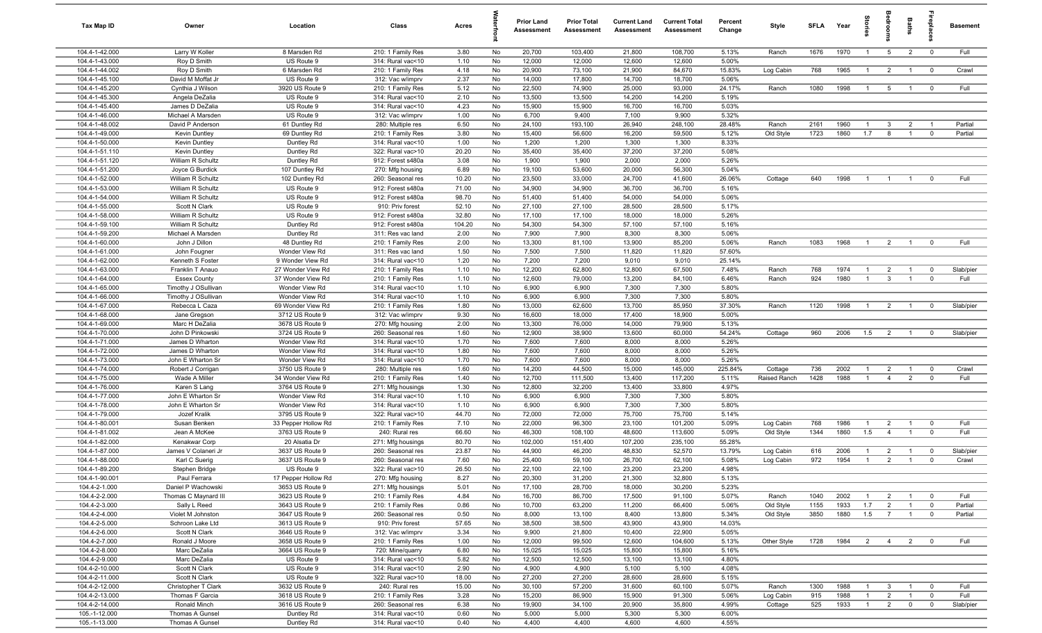| Tax Map ID | Owner | Location | Class | Acres | Waterfront | Prior Land Assessment | Prior Total Assessment | Current Land Assessment | Current Total Assessment | Percent Change | Style | SFLA | Year | Stories | Bedrooms | Baths | Fireplaces | Basement |
|---|---|---|---|---|---|---|---|---|---|---|---|---|---|---|---|---|---|---|
| 104.4-1-42.000 | Larry W Koller | 8 Marsden Rd | 210: 1 Family Res | 3.80 | No | 20,700 | 103,400 | 21,800 | 108,700 | 5.13% | Ranch | 1676 | 1970 | 1 | 5 | 2 | 0 | Full |
| 104.4-1-43.000 | Roy D Smith | US Route 9 | 314: Rural vac<10 | 1.10 | No | 12,000 | 12,000 | 12,600 | 12,600 | 5.00% | | | | | | | | |
| 104.4-1-44.002 | Roy D Smith | 6 Marsden Rd | 210: 1 Family Res | 4.18 | No | 20,900 | 73,100 | 21,900 | 84,670 | 15.83% | Log Cabin | 768 | 1965 | 1 | 2 | 1 | 0 | Crawl |
| 104.4-1-45.100 | David M Moffat Jr | US Route 9 | 312: Vac w/imprv | 2.37 | No | 14,000 | 17,800 | 14,700 | 18,700 | 5.06% | | | | | | | | |
| 104.4-1-45.200 | Cynthia J Wilson | 3920 US Route 9 | 210: 1 Family Res | 5.12 | No | 22,500 | 74,900 | 25,000 | 93,000 | 24.17% | Ranch | 1080 | 1998 | 1 | 5 | 1 | 0 | Full |
| 104.4-1-45.300 | Angela DeZalia | US Route 9 | 314: Rural vac<10 | 2.10 | No | 13,500 | 13,500 | 14,200 | 14,200 | 5.19% | | | | | | | | |
| 104.4-1-45.400 | James D DeZalia | US Route 9 | 314: Rural vac<10 | 4.23 | No | 15,900 | 15,900 | 16,700 | 16,700 | 5.03% | | | | | | | | |
| 104.4-1-46.000 | Michael A Marsden | US Route 9 | 312: Vac w/imprv | 1.00 | No | 6,700 | 9,400 | 7,100 | 9,900 | 5.32% | | | | | | | | |
| 104.4-1-48.002 | David P Anderson | 61 Duntley Rd | 280: Multiple res | 6.50 | No | 24,100 | 193,100 | 26,940 | 248,100 | 28.48% | Ranch | 2161 | 1960 | 1 | 3 | 2 | 1 | Partial |
| 104.4-1-49.000 | Kevin Duntley | 69 Duntley Rd | 210: 1 Family Res | 3.80 | No | 15,400 | 56,600 | 16,200 | 59,500 | 5.12% | Old Style | 1723 | 1860 | 1.7 | 8 | 1 | 0 | Partial |
| 104.4-1-50.000 | Kevin Duntley | Duntley Rd | 314: Rural vac<10 | 1.00 | No | 1,200 | 1,200 | 1,300 | 1,300 | 8.33% | | | | | | | | |
| 104.4-1-51.110 | Kevin Duntley | Duntley Rd | 322: Rural vac>10 | 20.20 | No | 35,400 | 35,400 | 37,200 | 37,200 | 5.08% | | | | | | | | |
| 104.4-1-51.120 | William R Schultz | Duntley Rd | 912: Forest s480a | 3.08 | No | 1,900 | 1,900 | 2,000 | 2,000 | 5.26% | | | | | | | | |
| 104.4-1-51.200 | Joyce G Burdick | 107 Duntley Rd | 270: Mfg housing | 6.89 | No | 19,100 | 53,600 | 20,000 | 56,300 | 5.04% | | | | | | | | |
| 104.4-1-52.000 | William R Schultz | 102 Duntley Rd | 260: Seasonal res | 10.20 | No | 23,500 | 33,000 | 24,700 | 41,600 | 26.06% | Cottage | 640 | 1998 | 1 | 1 | 1 | 0 | Full |
| 104.4-1-53.000 | William R Schultz | US Route 9 | 912: Forest s480a | 71.00 | No | 34,900 | 34,900 | 36,700 | 36,700 | 5.16% | | | | | | | | |
| 104.4-1-54.000 | William R Schultz | US Route 9 | 912: Forest s480a | 98.70 | No | 51,400 | 51,400 | 54,000 | 54,000 | 5.06% | | | | | | | | |
| 104.4-1-55.000 | Scott N Clark | US Route 9 | 910: Priv forest | 52.10 | No | 27,100 | 27,100 | 28,500 | 28,500 | 5.17% | | | | | | | | |
| 104.4-1-58.000 | William R Schultz | US Route 9 | 912: Forest s480a | 32.80 | No | 17,100 | 17,100 | 18,000 | 18,000 | 5.26% | | | | | | | | |
| 104.4-1-59.100 | William R Schultz | Duntley Rd | 912: Forest s480a | 104.20 | No | 54,300 | 54,300 | 57,100 | 57,100 | 5.16% | | | | | | | | |
| 104.4-1-59.200 | Michael A Marsden | Duntley Rd | 311: Res vac land | 2.00 | No | 7,900 | 7,900 | 8,300 | 8,300 | 5.06% | | | | | | | | |
| 104.4-1-60.000 | John J Dillon | 48 Duntley Rd | 210: 1 Family Res | 2.00 | No | 13,300 | 81,100 | 13,900 | 85,200 | 5.06% | Ranch | 1083 | 1968 | 1 | 2 | 1 | 0 | Full |
| 104.4-1-61.000 | John Fougner | Wonder View Rd | 311: Res vac land | 1.50 | No | 7,500 | 7,500 | 11,820 | 11,820 | 57.60% | | | | | | | | |
| 104.4-1-62.000 | Kenneth S Foster | 9 Wonder View Rd | 314: Rural vac<10 | 1.20 | No | 7,200 | 7,200 | 9,010 | 9,010 | 25.14% | | | | | | | | |
| 104.4-1-63.000 | Franklin T Anauo | 27 Wonder View Rd | 210: 1 Family Res | 1.10 | No | 12,200 | 62,800 | 12,800 | 67,500 | 7.48% | Ranch | 768 | 1974 | 1 | 2 | 1 | 0 | Slab/pier |
| 104.4-1-64.000 | Essex County | 37 Wonder View Rd | 210: 1 Family Res | 1.10 | No | 12,600 | 79,000 | 13,200 | 84,100 | 6.46% | Ranch | 924 | 1980 | 1 | 3 | 1 | 0 | Full |
| 104.4-1-65.000 | Timothy J OSullivan | Wonder View Rd | 314: Rural vac<10 | 1.10 | No | 6,900 | 6,900 | 7,300 | 7,300 | 5.80% | | | | | | | | |
| 104.4-1-66.000 | Timothy J OSullivan | Wonder View Rd | 314: Rural vac<10 | 1.10 | No | 6,900 | 6,900 | 7,300 | 7,300 | 5.80% | | | | | | | | |
| 104.4-1-67.000 | Rebecca L Caza | 69 Wonder View Rd | 210: 1 Family Res | 1.80 | No | 13,000 | 62,600 | 13,700 | 85,950 | 37.30% | Ranch | 1120 | 1998 | 1 | 2 | 1 | 0 | Slab/pier |
| 104.4-1-68.000 | Jane Gregson | 3712 US Route 9 | 312: Vac w/imprv | 9.30 | No | 16,600 | 18,000 | 17,400 | 18,900 | 5.00% | | | | | | | | |
| 104.4-1-69.000 | Marc H DeZalia | 3678 US Route 9 | 270: Mfg housing | 2.00 | No | 13,300 | 76,000 | 14,000 | 79,900 | 5.13% | | | | | | | | |
| 104.4-1-70.000 | John D Pinkowski | 3724 US Route 9 | 260: Seasonal res | 1.60 | No | 12,900 | 38,900 | 13,600 | 60,000 | 54.24% | Cottage | 960 | 2006 | 1.5 | 2 | 1 | 0 | Slab/pier |
| 104.4-1-71.000 | James D Wharton | Wonder View Rd | 314: Rural vac<10 | 1.70 | No | 7,600 | 7,600 | 8,000 | 8,000 | 5.26% | | | | | | | | |
| 104.4-1-72.000 | James D Wharton | Wonder View Rd | 314: Rural vac<10 | 1.80 | No | 7,600 | 7,600 | 8,000 | 8,000 | 5.26% | | | | | | | | |
| 104.4-1-73.000 | John E Wharton Sr | Wonder View Rd | 314: Rural vac<10 | 1.70 | No | 7,600 | 7,600 | 8,000 | 8,000 | 5.26% | | | | | | | | |
| 104.4-1-74.000 | Robert J Corrigan | 3750 US Route 9 | 280: Multiple res | 1.60 | No | 14,200 | 44,500 | 15,000 | 145,000 | 225.84% | Cottage | 736 | 2002 | 1 | 2 | 1 | 0 | Crawl |
| 104.4-1-75.000 | Wade A Miller | 34 Wonder View Rd | 210: 1 Family Res | 1.40 | No | 12,700 | 111,500 | 13,400 | 117,200 | 5.11% | Raised Ranch | 1428 | 1988 | 1 | 4 | 2 | 0 | Full |
| 104.4-1-76.000 | Karen S Lang | 3764 US Route 9 | 271: Mfg housings | 1.30 | No | 12,800 | 32,200 | 13,400 | 33,800 | 4.97% | | | | | | | | |
| 104.4-1-77.000 | John E Wharton Sr | Wonder View Rd | 314: Rural vac<10 | 1.10 | No | 6,900 | 6,900 | 7,300 | 7,300 | 5.80% | | | | | | | | |
| 104.4-1-78.000 | John E Wharton Sr | Wonder View Rd | 314: Rural vac<10 | 1.10 | No | 6,900 | 6,900 | 7,300 | 7,300 | 5.80% | | | | | | | | |
| 104.4-1-79.000 | Jozef Kralik | 3795 US Route 9 | 322: Rural vac>10 | 44.70 | No | 72,000 | 72,000 | 75,700 | 75,700 | 5.14% | | | | | | | | |
| 104.4-1-80.001 | Susan Benken | 33 Pepper Hollow Rd | 210: 1 Family Res | 7.10 | No | 22,000 | 96,300 | 23,100 | 101,200 | 5.09% | Log Cabin | 768 | 1986 | 1 | 2 | 1 | 0 | Full |
| 104.4-1-81.002 | Jean A McKee | 3763 US Route 9 | 240: Rural res | 66.60 | No | 46,300 | 108,100 | 48,600 | 113,600 | 5.09% | Old Style | 1344 | 1860 | 1.5 | 4 | 1 | 0 | Full |
| 104.4-1-82.000 | Kenakwar Corp | 20 Alsatia Dr | 271: Mfg housings | 80.70 | No | 102,000 | 151,400 | 107,200 | 235,100 | 55.28% | | | | | | | | |
| 104.4-1-87.000 | James V Colaneri Jr | 3637 US Route 9 | 260: Seasonal res | 23.87 | No | 44,900 | 46,200 | 48,830 | 52,570 | 13.79% | Log Cabin | 616 | 2006 | 1 | 2 | 1 | 0 | Slab/pier |
| 104.4-1-88.000 | Karl C Suerig | 3637 US Route 9 | 260: Seasonal res | 7.60 | No | 25,400 | 59,100 | 26,700 | 62,100 | 5.08% | Log Cabin | 972 | 1954 | 1 | 2 | 1 | 0 | Crawl |
| 104.4-1-89.200 | Stephen Bridge | US Route 9 | 322: Rural vac>10 | 26.50 | No | 22,100 | 22,100 | 23,200 | 23,200 | 4.98% | | | | | | | | |
| 104.4-1-90.001 | Paul Ferrara | 17 Pepper Hollow Rd | 270: Mfg housing | 8.27 | No | 20,300 | 31,200 | 21,300 | 32,800 | 5.13% | | | | | | | | |
| 104.4-2-1.000 | Daniel P Wachowski | 3653 US Route 9 | 271: Mfg housings | 5.01 | No | 17,100 | 28,700 | 18,000 | 30,200 | 5.23% | | | | | | | | |
| 104.4-2-2.000 | Thomas C Maynard III | 3623 US Route 9 | 210: 1 Family Res | 4.84 | No | 16,700 | 86,700 | 17,500 | 91,100 | 5.07% | Ranch | 1040 | 2002 | 1 | 2 | 1 | 0 | Full |
| 104.4-2-3.000 | Sally L Reed | 3643 US Route 9 | 210: 1 Family Res | 0.86 | No | 10,700 | 63,200 | 11,200 | 66,400 | 5.06% | Old Style | 1155 | 1933 | 1.7 | 2 | 1 | 0 | Partial |
| 104.4-2-4.000 | Violet M Johnston | 3647 US Route 9 | 260: Seasonal res | 0.50 | No | 8,000 | 13,100 | 8,400 | 13,800 | 5.34% | Old Style | 3850 | 1880 | 1.5 | 7 | 1 | 0 | Partial |
| 104.4-2-5.000 | Schroon Lake Ltd | 3613 US Route 9 | 910: Priv forest | 57.65 | No | 38,500 | 38,500 | 43,900 | 43,900 | 14.03% | | | | | | | | |
| 104.4-2-6.000 | Scott N Clark | 3646 US Route 9 | 312: Vac w/imprv | 3.34 | No | 9,900 | 21,800 | 10,400 | 22,900 | 5.05% | | | | | | | | |
| 104.4-2-7.000 | Ronald J Moore | 3658 US Route 9 | 210: 1 Family Res | 1.00 | No | 12,000 | 99,500 | 12,600 | 104,600 | 5.13% | Other Style | 1728 | 1984 | 2 | 4 | 2 | 0 | Full |
| 104.4-2-8.000 | Marc DeZalia | 3664 US Route 9 | 720: Mine/quarry | 6.80 | No | 15,025 | 15,025 | 15,800 | 15,800 | 5.16% | | | | | | | | |
| 104.4-2-9.000 | Marc DeZalia | US Route 9 | 314: Rural vac<10 | 5.82 | No | 12,500 | 12,500 | 13,100 | 13,100 | 4.80% | | | | | | | | |
| 104.4-2-10.000 | Scott N Clark | US Route 9 | 314: Rural vac<10 | 2.90 | No | 4,900 | 4,900 | 5,100 | 5,100 | 4.08% | | | | | | | | |
| 104.4-2-11.000 | Scott N Clark | US Route 9 | 322: Rural vac>10 | 18.00 | No | 27,200 | 27,200 | 28,600 | 28,600 | 5.15% | | | | | | | | |
| 104.4-2-12.000 | Christopher T Clark | 3632 US Route 9 | 240: Rural res | 15.00 | No | 30,100 | 57,200 | 31,600 | 60,100 | 5.07% | Ranch | 1300 | 1988 | 1 | 3 | 1 | 0 | Full |
| 104.4-2-13.000 | Thomas F Garcia | 3618 US Route 9 | 210: 1 Family Res | 3.28 | No | 15,200 | 86,900 | 15,900 | 91,300 | 5.06% | Log Cabin | 915 | 1988 | 1 | 2 | 1 | 0 | Full |
| 104.4-2-14.000 | Ronald Minch | 3616 US Route 9 | 260: Seasonal res | 6.38 | No | 19,900 | 34,100 | 20,900 | 35,800 | 4.99% | Cottage | 525 | 1933 | 1 | 2 | 0 | 0 | Slab/pier |
| 105.-1-12.000 | Thomas A Gunsel | Duntley Rd | 314: Rural vac<10 | 0.60 | No | 5,000 | 5,000 | 5,300 | 5,300 | 6.00% | | | | | | | | |
| 105.-1-13.000 | Thomas A Gunsel | Duntley Rd | 314: Rural vac<10 | 0.40 | No | 4,400 | 4,400 | 4,600 | 4,600 | 4.55% | | | | | | | | |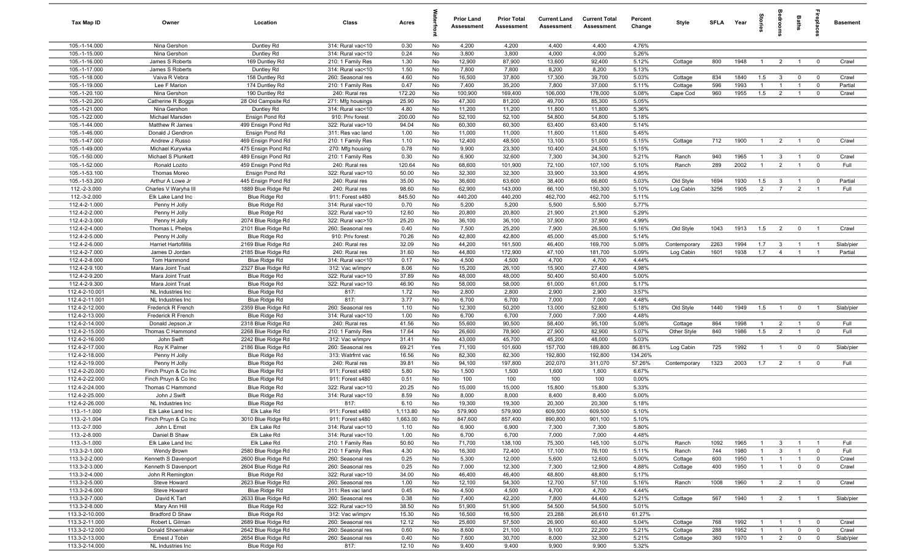| Tax Map ID | Owner | Location | Class | Acres | Waterfront | Prior Land Assessment | Prior Total Assessment | Current Land Assessment | Current Total Assessment | Percent Change | Style | SFLA | Year | Stories | Bedrooms | Baths | Fireplaces | Basement |
|---|---|---|---|---|---|---|---|---|---|---|---|---|---|---|---|---|---|---|
| 105.-1-14.000 | Nina Gershon | Duntley Rd | 314: Rural vac<10 | 0.30 | No | 4,200 | 4,200 | 4,400 | 4,400 | 4.76% | | | | | | | | |
| 105.-1-15.000 | Nina Gershon | Duntley Rd | 314: Rural vac<10 | 0.24 | No | 3,800 | 3,800 | 4,000 | 4,000 | 5.26% | | | | | | | | |
| 105.-1-16.000 | James S Roberts | 169 Duntley Rd | 210: 1 Family Res | 1.30 | No | 12,900 | 87,900 | 13,600 | 92,400 | 5.12% | Cottage | 800 | 1948 | 1 | 2 | 1 | 0 | Crawl |
| 105.-1-17.000 | James S Roberts | Duntley Rd | 314: Rural vac<10 | 1.50 | No | 7,800 | 7,800 | 8,200 | 8,200 | 5.13% | | | | | | | | |
| 105.-1-18.000 | Vaiva R Vebra | 158 Duntley Rd | 260: Seasonal res | 4.60 | No | 16,500 | 37,800 | 17,300 | 39,700 | 5.03% | Cottage | 834 | 1840 | 1.5 | 3 | 0 | 0 | Crawl |
| 105.-1-19.000 | Lee F Marion | 174 Duntley Rd | 210: 1 Family Res | 0.47 | No | 7,400 | 35,200 | 7,800 | 37,000 | 5.11% | Cottage | 596 | 1993 | 1 | 1 | 1 | 0 | Partial |
| 105.-1-20.100 | Nina Gershon | 190 Duntley Rd | 240: Rural res | 172.20 | No | 100,900 | 169,400 | 106,000 | 178,000 | 5.08% | Cape Cod | 960 | 1955 | 1.5 | 2 | 1 | 0 | Crawl |
| 105.-1-20.200 | Catherine R Boggs | 28 Old Campsite Rd | 271: Mfg housings | 25.90 | No | 47,300 | 81,200 | 49,700 | 85,300 | 5.05% | | | | | | | | |
| 105.-1-21.000 | Nina Gershon | Duntley Rd | 314: Rural vac<10 | 4.80 | No | 11,200 | 11,200 | 11,800 | 11,800 | 5.36% | | | | | | | | |
| 105.-1-22.000 | Michael Marsden | Ensign Pond Rd | 910: Priv forest | 200.00 | No | 52,100 | 52,100 | 54,800 | 54,800 | 5.18% | | | | | | | | |
| 105.-1-44.000 | Matthew R James | 499 Ensign Pond Rd | 322: Rural vac>10 | 94.04 | No | 60,300 | 60,300 | 63,400 | 63,400 | 5.14% | | | | | | | | |
| 105.-1-46.000 | Donald J Gendron | Ensign Pond Rd | 311: Res vac land | 1.00 | No | 11,000 | 11,000 | 11,600 | 11,600 | 5.45% | | | | | | | | |
| 105.-1-47.000 | Andrew J Russo | 469 Ensign Pond Rd | 210: 1 Family Res | 1.10 | No | 12,400 | 48,500 | 13,100 | 51,000 | 5.15% | Cottage | 712 | 1900 | 1 | 2 | 1 | 0 | Crawl |
| 105.-1-49.000 | Michael Kurywka | 475 Ensign Pond Rd | 270: Mfg housing | 0.78 | No | 9,900 | 23,300 | 10,400 | 24,500 | 5.15% | | | | | | | | |
| 105.-1-50.000 | Michael S Plunkett | 489 Ensign Pond Rd | 210: 1 Family Res | 0.30 | No | 6,900 | 32,600 | 7,300 | 34,300 | 5.21% | Ranch | 940 | 1965 | 1 | 3 | 1 | 0 | Crawl |
| 105.-1-52.000 | Ronald Lozito | 459 Ensign Pond Rd | 240: Rural res | 120.64 | No | 68,600 | 101,900 | 72,100 | 107,100 | 5.10% | Ranch | 289 | 2002 | 1 | 2 | 1 | 0 | Full |
| 105.-1-53.100 | Thomas Moreo | Ensign Pond Rd | 322: Rural vac>10 | 50.00 | No | 32,300 | 32,300 | 33,900 | 33,900 | 4.95% | | | | | | | | |
| 105.-1-53.200 | Arthur A Lowe Jr | 445 Ensign Pond Rd | 240: Rural res | 35.00 | No | 36,600 | 63,600 | 38,400 | 66,800 | 5.03% | Old Style | 1694 | 1930 | 1.5 | 3 | 1 | 0 | Partial |
| 112.-2-3.000 | Charles V Waryha III | 1889 Blue Ridge Rd | 240: Rural res | 98.60 | No | 62,900 | 143,000 | 66,100 | 150,300 | 5.10% | Log Cabin | 3256 | 1905 | 2 | 7 | 2 | 1 | Full |
| 112.-3-2.000 | Elk Lake Land Inc | Blue Ridge Rd | 911: Forest s480 | 845.50 | No | 440,200 | 440,200 | 462,700 | 462,700 | 5.11% | | | | | | | | |
| 112.4-2-1.000 | Penny H Jolly | Blue Ridge Rd | 314: Rural vac<10 | 0.70 | No | 5,200 | 5,200 | 5,500 | 5,500 | 5.77% | | | | | | | | |
| 112.4-2-2.000 | Penny H Jolly | Blue Ridge Rd | 322: Rural vac>10 | 12.60 | No | 20,800 | 20,800 | 21,900 | 21,900 | 5.29% | | | | | | | | |
| 112.4-2-3.000 | Penny H Jolly | 2074 Blue Ridge Rd | 322: Rural vac>10 | 25.20 | No | 36,100 | 36,100 | 37,900 | 37,900 | 4.99% | | | | | | | | |
| 112.4-2-4.000 | Thomas L Phelps | 2101 Blue Ridge Rd | 260: Seasonal res | 0.40 | No | 7,500 | 25,200 | 7,900 | 26,500 | 5.16% | Old Style | 1043 | 1913 | 1.5 | 2 | 0 | 1 | Crawl |
| 112.4-2-5.000 | Penny H Jolly | Blue Ridge Rd | 910: Priv forest | 70.26 | No | 42,800 | 42,800 | 45,000 | 45,000 | 5.14% | | | | | | | | |
| 112.4-2-6.000 | Harriet Hartofilills | 2169 Blue Ridge Rd | 240: Rural res | 32.09 | No | 44,200 | 161,500 | 46,400 | 169,700 | 5.08% | Contemporary | 2263 | 1994 | 1.7 | 3 | 1 | 1 | Slab/pier |
| 112.4-2-7.000 | James D Jordan | 2185 Blue Ridge Rd | 240: Rural res | 31.60 | No | 44,800 | 172,900 | 47,100 | 181,700 | 5.09% | Log Cabin | 1601 | 1938 | 1.7 | 4 | 1 | 1 | Partial |
| 112.4-2-8.000 | Tom Hammond | Blue Ridge Rd | 314: Rural vac<10 | 0.17 | No | 4,500 | 4,500 | 4,700 | 4,700 | 4.44% | | | | | | | | |
| 112.4-2-9.100 | Mara Joint Trust | 2327 Blue Ridge Rd | 312: Vac w/imprv | 8.06 | No | 15,200 | 26,100 | 15,900 | 27,400 | 4.98% | | | | | | | | |
| 112.4-2-9.200 | Mara Joint Trust | Blue Ridge Rd | 322: Rural vac>10 | 37.89 | No | 48,000 | 48,000 | 50,400 | 50,400 | 5.00% | | | | | | | | |
| 112.4-2-9.300 | Mara Joint Trust | Blue Ridge Rd | 322: Rural vac>10 | 46.90 | No | 58,000 | 58,000 | 61,000 | 61,000 | 5.17% | | | | | | | | |
| 112.4-2-10.001 | NL Industries Inc | Blue Ridge Rd | 817: | 1.72 | No | 2,800 | 2,800 | 2,900 | 2,900 | 3.57% | | | | | | | | |
| 112.4-2-11.001 | NL Industries Inc | Blue Ridge Rd | 817: | 3.77 | No | 6,700 | 6,700 | 7,000 | 7,000 | 4.48% | | | | | | | | |
| 112.4-2-12.000 | Frederick R French | 2359 Blue Ridge Rd | 260: Seasonal res | 1.10 | No | 12,300 | 50,200 | 13,000 | 52,800 | 5.18% | Old Style | 1440 | 1949 | 1.5 | 1 | 0 | 1 | Slab/pier |
| 112.4-2-13.000 | Frederick R French | Blue Ridge Rd | 314: Rural vac<10 | 1.00 | No | 6,700 | 6,700 | 7,000 | 7,000 | 4.48% | | | | | | | | |
| 112.4-2-14.000 | Donald Jepson Jr | 2318 Blue Ridge Rd | 240: Rural res | 41.56 | No | 55,600 | 90,500 | 58,400 | 95,100 | 5.08% | Cottage | 864 | 1998 | 1 | 2 | 1 | 0 | Full |
| 112.4-2-15.000 | Thomas C Hammond | 2268 Blue Ridge Rd | 210: 1 Family Res | 17.64 | No | 26,600 | 78,900 | 27,900 | 82,900 | 5.07% | Other Style | 840 | 1986 | 1.5 | 2 | 1 | 0 | Full |
| 112.4-2-16.000 | John Swift | 2242 Blue Ridge Rd | 312: Vac w/imprv | 31.41 | No | 43,000 | 45,700 | 45,200 | 48,000 | 5.03% | | | | | | | | |
| 112.4-2-17.000 | Roy K Palmer | 2186 Blue Ridge Rd | 260: Seasonal res | 69.21 | Yes | 71,100 | 101,600 | 157,700 | 189,800 | 86.81% | Log Cabin | 725 | 1992 | 1 | 1 | 0 | 0 | Slab/pier |
| 112.4-2-18.000 | Penny H Jolly | Blue Ridge Rd | 313: Watrfrnt vac | 16.56 | No | 82,300 | 82,300 | 192,800 | 192,800 | 134.26% | | | | | | | | |
| 112.4-2-19.000 | Penny H Jolly | Blue Ridge Rd | 240: Rural res | 39.81 | No | 94,100 | 197,800 | 202,070 | 311,070 | 57.26% | Contemporary | 1323 | 2003 | 1.7 | 2 | 1 | 0 | Full |
| 112.4-2-20.000 | Finch Pruyn & Co Inc | Blue Ridge Rd | 911: Forest s480 | 5.80 | No | 1,500 | 1,500 | 1,600 | 1,600 | 6.67% | | | | | | | | |
| 112.4-2-22.000 | Finch Pruyn & Co Inc | Blue Ridge Rd | 911: Forest s480 | 0.51 | No | 100 | 100 | 100 | 100 | 0.00% | | | | | | | | |
| 112.4-2-24.000 | Thomas C Hammond | Blue Ridge Rd | 322: Rural vac>10 | 20.25 | No | 15,000 | 15,000 | 15,800 | 15,800 | 5.33% | | | | | | | | |
| 112.4-2-25.000 | John J Swift | Blue Ridge Rd | 314: Rural vac<10 | 8.59 | No | 8,000 | 8,000 | 8,400 | 8,400 | 5.00% | | | | | | | | |
| 112.4-2-26.000 | NL Industries Inc | Blue Ridge Rd | 817: | 6.10 | No | 19,300 | 19,300 | 20,300 | 20,300 | 5.18% | | | | | | | | |
| 113.-1-1.000 | Elk Lake Land Inc | Elk Lake Rd | 911: Forest s480 | 1,113.80 | No | 579,900 | 579,900 | 609,500 | 609,500 | 5.10% | | | | | | | | |
| 113.-2-1.004 | Finch Pruyn & Co Inc | 3010 Blue Ridge Rd | 911: Forest s480 | 1,663.00 | No | 847,600 | 857,400 | 890,800 | 901,100 | 5.10% | | | | | | | | |
| 113.-2-7.000 | John L Ernst | Elk Lake Rd | 314: Rural vac<10 | 1.10 | No | 6,900 | 6,900 | 7,300 | 7,300 | 5.80% | | | | | | | | |
| 113.-2-8.000 | Daniel B Shaw | Elk Lake Rd | 314: Rural vac<10 | 1.00 | No | 6,700 | 6,700 | 7,000 | 7,000 | 4.48% | | | | | | | | |
| 113.-3-1.000 | Elk Lake Land Inc | Elk Lake Rd | 210: 1 Family Res | 50.60 | No | 71,700 | 138,100 | 75,300 | 145,100 | 5.07% | Ranch | 1092 | 1965 | 1 | 3 | 1 | 1 | Full |
| 113.3-2-1.000 | Wendy Brown | 2580 Blue Ridge Rd | 210: 1 Family Res | 4.30 | No | 16,300 | 72,400 | 17,100 | 76,100 | 5.11% | Ranch | 744 | 1980 | 1 | 3 | 1 | 0 | Full |
| 113.3-2-2.000 | Kenneth S Davenport | 2600 Blue Ridge Rd | 260: Seasonal res | 0.25 | No | 5,300 | 12,000 | 5,600 | 12,600 | 5.00% | Cottage | 600 | 1950 | 1 | 1 | 1 | 0 | Crawl |
| 113.3-2-3.000 | Kenneth S Davenport | 2604 Blue Ridge Rd | 260: Seasonal res | 0.25 | No | 7,000 | 12,300 | 7,300 | 12,900 | 4.88% | Cottage | 400 | 1950 | 1 | 1 | 0 | 0 | Crawl |
| 113.3-2-4.000 | John R Remington | Blue Ridge Rd | 322: Rural vac>10 | 34.00 | No | 46,400 | 46,400 | 48,800 | 48,800 | 5.17% | | | | | | | | |
| 113.3-2-5.000 | Steve Howard | 2623 Blue Ridge Rd | 260: Seasonal res | 1.00 | No | 12,100 | 54,300 | 12,700 | 57,100 | 5.16% | Ranch | 1008 | 1960 | 1 | 2 | 1 | 0 | Crawl |
| 113.3-2-6.000 | Steve Howard | Blue Ridge Rd | 311: Res vac land | 0.45 | No | 4,500 | 4,500 | 4,700 | 4,700 | 4.44% | | | | | | | | |
| 113.3-2-7.000 | David K Tart | 2633 Blue Ridge Rd | 260: Seasonal res | 0.38 | No | 7,400 | 42,200 | 7,800 | 44,400 | 5.21% | Cottage | 567 | 1940 | 1 | 2 | 1 | 1 | Slab/pier |
| 113.3-2-8.000 | Mary Ann Hill | Blue Ridge Rd | 322: Rural vac>10 | 38.50 | No | 51,900 | 51,900 | 54,500 | 54,500 | 5.01% | | | | | | | | |
| 113.3-2-10.000 | Bradford D Shaw | Blue Ridge Rd | 312: Vac w/imprv | 15.30 | No | 16,500 | 16,500 | 23,288 | 26,610 | 61.27% | | | | | | | | |
| 113.3-2-11.000 | Robert L Gilman | 2689 Blue Ridge Rd | 260: Seasonal res | 12.12 | No | 25,600 | 57,500 | 26,900 | 60,400 | 5.04% | Cottage | 768 | 1992 | 1 | 1 | 1 | 0 | Crawl |
| 113.3-2-12.000 | Donald Shoemaker | 2642 Blue Ridge Rd | 260: Seasonal res | 0.60 | No | 8,600 | 21,100 | 9,100 | 22,200 | 5.21% | Cottage | 288 | 1952 | 1 | 1 | 0 | 0 | Crawl |
| 113.3-2-13.000 | Ernest J Tobin | 2654 Blue Ridge Rd | 260: Seasonal res | 0.40 | No | 7,600 | 30,700 | 8,000 | 32,300 | 5.21% | Cottage | 360 | 1970 | 1 | 2 | 0 | 0 | Slab/pier |
| 113.3-2-14.000 | NL Industries Inc | Blue Ridge Rd | 817: | 12.10 | No | 9,400 | 9,400 | 9,900 | 9,900 | 5.32% | | | | | | | | |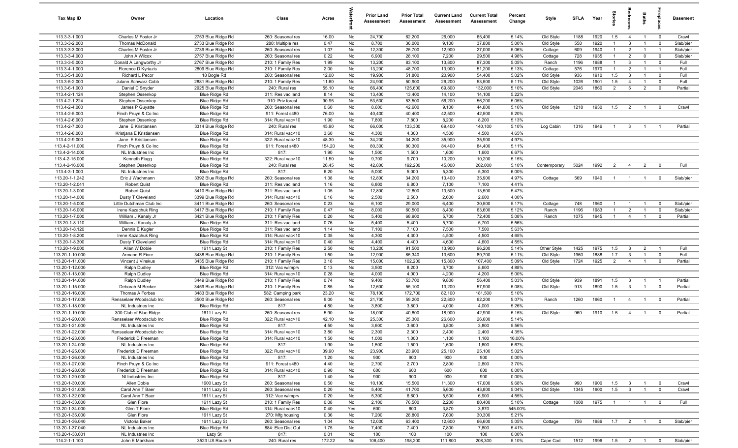| Tax Map ID | Owner | Location | Class | Acres | Waterfront | Prior Land Assessment | Prior Total Assessment | Current Land Assessment | Current Total Assessment | Percent Change | Style | SFLA | Year | Stories | Bedrooms | Baths | Fireplaces | Basement |
|---|---|---|---|---|---|---|---|---|---|---|---|---|---|---|---|---|---|---|
| 113.3-3-1.000 | Charles M Foster Jr | 2753 Blue Ridge Rd | 260: Seasonal res | 16.00 | No | 24,700 | 62,200 | 26,000 | 65,400 | 5.14% | Old Style | 1188 | 1920 | 1.5 | 4 | 1 | 0 | Crawl |
| 113.3-3-2.000 | Thomas McDonald | 2733 Blue Ridge Rd | 280: Multiple res | 0.47 | No | 8,700 | 36,000 | 9,100 | 37,800 | 5.00% | Old Style | 558 | 1920 | 1 | 3 | 1 | 0 | Slab/pier |
| 113.3-3-3.000 | Charles M Foster Jr | 2739 Blue Ridge Rd | 260: Seasonal res | 1.07 | No | 12,300 | 25,700 | 12,900 | 27,000 | 5.06% | Cottage | 609 | 1940 | 1 | 2 | 1 | 1 | Slab/pier |
| 113.3-3-4.000 | John A Wilcox | 2757 Blue Ridge Rd | 260: Seasonal res | 0.22 | No | 6,900 | 28,100 | 7,200 | 29,500 | 4.98% | Cottage | 728 | 1935 | 1 | 2 | 0 | 0 | Slab/pier |
| 113.3-3-5.000 | Donald A Langworthy Jr | 2767 Blue Ridge Rd | 210: 1 Family Res | 1.99 | No | 13,200 | 83,100 | 13,800 | 87,300 | 5.05% | Ranch | 1196 | 1988 | 1 | 3 | 1 | 0 | Full |
| 113.3-4-1.000 | Florence D Kyriazis | 2809 Blue Ridge Rd | 210: 1 Family Res | 2.00 | No | 13,200 | 48,700 | 13,900 | 51,200 | 5.13% | Cottage | 576 | 1970 | 1 | 2 | 1 | 1 | Full |
| 113.3-5-1.000 | Richard L Pecor | 18 Bogle Rd | 260: Seasonal res | 12.00 | No | 19,900 | 51,800 | 20,900 | 54,400 | 5.02% | Old Style | 936 | 1910 | 1.5 | 3 | 1 | 0 | Full |
| 113.3-5-2.000 | Julann Schwarz Cobb | 2881 Blue Ridge Rd | 210: 1 Family Res | 11.60 | No | 24,900 | 50,900 | 26,200 | 53,500 | 5.11% | Old Style | 1026 | 1901 | 1.5 | 4 | 1 | 0 | Full |
| 113.3-6-1.000 | Daniel D Snyder | 2925 Blue Ridge Rd | 240: Rural res | 55.10 | No | 66,400 | 125,600 | 69,800 | 132,000 | 5.10% | Old Style | 2046 | 1860 | 2 | 5 | 2 | 0 | Partial |
| 113.4-2-1.124 | Stephen Ossenkop | Blue Ridge Rd | 311: Res vac land | 8.14 | No | 13,400 | 13,400 | 14,100 | 14,100 | 5.22% | | | | | | | | |
| 113.4-2-1.224 | Stephen Ossenkop | Blue Ridge Rd | 910: Priv forest | 90.95 | No | 53,500 | 53,500 | 56,200 | 56,200 | 5.05% | | | | | | | | |
| 113.4-2-4.000 | James P Guyatte | Blue Ridge Rd | 260: Seasonal res | 0.60 | No | 8,600 | 42,600 | 9,100 | 44,800 | 5.16% | Old Style | 1218 | 1930 | 1.5 | 2 | 1 | 0 | Crawl |
| 113.4-2-5.000 | Finch Pruyn & Co Inc | Blue Ridge Rd | 911: Forest s480 | 76.00 | No | 40,400 | 40,400 | 42,500 | 42,500 | 5.20% | | | | | | | | |
| 113.4-2-6.000 | Stephen Ossenkop | Blue Ridge Rd | 314: Rural vac<10 | 1.90 | No | 7,800 | 7,800 | 8,200 | 8,200 | 5.13% | | | | | | | | |
| 113.4-2-7.000 | Jane E Kristiansen | 3314 Blue Ridge Rd | 240: Rural res | 45.90 | No | 66,000 | 133,300 | 69,400 | 140,100 | 5.10% | Log Cabin | 1316 | 1946 | 1 | 3 | 1 | 1 | Partial |
| 113.4-2-8.000 | Kristjana E Kristiansen | Blue Ridge Rd | 314: Rural vac<10 | 3.60 | No | 4,300 | 4,300 | 4,500 | 4,500 | 4.65% | | | | | | | | |
| 113.4-2-9.000 | Jane E Kristiansen | Blue Ridge Rd | 322: Rural vac>10 | 48.30 | No | 34,200 | 34,200 | 35,900 | 35,900 | 4.97% | | | | | | | | |
| 113.4-2-11.000 | Finch Pruyn & Co Inc | Blue Ridge Rd | 911: Forest s480 | 154.20 | No | 80,300 | 80,300 | 84,400 | 84,400 | 5.11% | | | | | | | | |
| 113.4-2-14.000 | NL Industries Inc | Blue Ridge Rd | 817: | 1.90 | No | 1,500 | 1,500 | 1,600 | 1,600 | 6.67% | | | | | | | | |
| 113.4-2-15.000 | Kenneth Flagg | Blue Ridge Rd | 322: Rural vac>10 | 11.50 | No | 9,700 | 9,700 | 10,200 | 10,200 | 5.15% | | | | | | | | |
| 113.4-2-16.000 | Stephen Ossenkop | Blue Ridge Rd | 240: Rural res | 26.45 | No | 42,800 | 192,200 | 45,000 | 202,000 | 5.10% | Contemporary | 5024 | 1992 | 2 | 4 | 2 | 0 | Full |
| 113.4-3-1.000 | NL Industries Inc | Blue Ridge Rd | 817: | 6.20 | No | 5,000 | 5,000 | 5,300 | 5,300 | 6.00% | | | | | | | | |
| 113.20-1-1.242 | Eric J Wachmann | 3392 Blue Ridge Rd | 260: Seasonal res | 1.38 | No | 12,800 | 34,200 | 13,400 | 35,900 | 4.97% | Cottage | 569 | 1940 | 1 | 1 | 1 | 0 | Slab/pier |
| 113.20-1-2.041 | Robert Quist | Blue Ridge Rd | 311: Res vac land | 1.16 | No | 6,800 | 6,800 | 7,100 | 7,100 | 4.41% | | | | | | | | |
| 113.20-1-3.000 | Robert Quist | 3410 Blue Ridge Rd | 311: Res vac land | 1.05 | No | 12,800 | 12,800 | 13,500 | 13,500 | 5.47% | | | | | | | | |
| 113.20-1-4.000 | Dusty T Cleveland | 3399 Blue Ridge Rd | 314: Rural vac<10 | 0.16 | No | 2,500 | 2,500 | 2,600 | 2,600 | 4.00% | | | | | | | | |
| 113.20-1-5.000 | Little Dutchman Club Inc | 3411 Blue Ridge Rd | 260: Seasonal res | 0.23 | No | 6,100 | 29,000 | 6,400 | 30,500 | 5.17% | Cottage | 748 | 1960 | 1 | 1 | 1 | 0 | Slab/pier |
| 113.20-1-6.000 | Irene Kazachuk Ring | 3417 Blue Ridge Rd | 210: 1 Family Res | 0.47 | No | 8,000 | 60,500 | 8,400 | 63,600 | 5.12% | Ranch | 1196 | 1983 | 1 | 2 | 1 | 0 | Slab/pier |
| 113.20-1-7.000 | William J Kanaly Jr | 3421 Blue Ridge Rd | 210: 1 Family Res | 0.20 | No | 5,400 | 68,900 | 5,700 | 72,400 | 5.08% | Ranch | 1075 | 1945 | 1 | 4 | 1 | 0 | Partial |
| 113.20-1-8.110 | William J Kanaly Jr | Blue Ridge Rd | 311: Res vac land | 0.76 | No | 5,400 | 5,400 | 5,700 | 5,700 | 5.56% | | | | | | | | |
| 113.20-1-8.120 | Dennis E Kugler | Blue Ridge Rd | 311: Res vac land | 1.14 | No | 7,100 | 7,100 | 7,500 | 7,500 | 5.63% | | | | | | | | |
| 113.20-1-8.200 | Irene Kazachuk Ring | Blue Ridge Rd | 314: Rural vac<10 | 0.35 | No | 4,300 | 4,300 | 4,500 | 4,500 | 4.65% | | | | | | | | |
| 113.20-1-8.300 | Dusty T Cleveland | Blue Ridge Rd | 314: Rural vac<10 | 0.40 | No | 4,400 | 4,400 | 4,600 | 4,600 | 4.55% | | | | | | | | |
| 113.20-1-9.000 | Allan W Dobie | 1611 Lazy St | 210: 1 Family Res | 2.50 | No | 13,200 | 91,500 | 13,900 | 96,200 | 5.14% | Other Style | 1425 | 1975 | 1.5 | 3 | 2 | 1 | Full |
| 113.20-1-10.000 | Armand R Fiore | 3438 Blue Ridge Rd | 210: 1 Family Res | 1.50 | No | 12,900 | 85,340 | 13,600 | 89,700 | 5.11% | Old Style | 1960 | 1888 | 1.7 | 3 | 1 | 0 | Full |
| 113.20-1-11.000 | Vincent J Vinskus | 3435 Blue Ridge Rd | 210: 1 Family Res | 3.18 | No | 15,000 | 102,200 | 15,800 | 107,400 | 5.09% | Old Style | 1724 | 1925 | 2 | 4 | 1 | 0 | Partial |
| 113.20-1-12.000 | Ralph Dudley | Blue Ridge Rd | 312: Vac w/imprv | 0.13 | No | 3,500 | 8,200 | 3,700 | 8,600 | 4.88% | | | | | | | | |
| 113.20-1-13.000 | Ralph Dudley | Blue Ridge Rd | 314: Rural vac<10 | 0.28 | No | 4,000 | 4,000 | 4,200 | 4,200 | 5.00% | | | | | | | | |
| 113.20-1-14.000 | Ralph Dudley | 3449 Blue Ridge Rd | 210: 1 Family Res | 0.74 | No | 9,400 | 53,700 | 9,800 | 56,400 | 5.03% | Old Style | 939 | 1891 | 1.5 | 3 | 1 | 1 | Partial |
| 113.20-1-15.000 | Deborah M Becker | 3459 Blue Ridge Rd | 210: 1 Family Res | 0.85 | No | 12,600 | 55,100 | 13,200 | 57,900 | 5.08% | Old Style | 913 | 1890 | 1.5 | 3 | 1 | 0 | Partial |
| 113.20-1-16.000 | Thomas A Forbes | 3483 Blue Ridge Rd | 582: Camping park | 23.20 | No | 78,100 | 172,700 | 82,100 | 181,500 | 5.10% | | | | | | | | |
| 113.20-1-17.000 | Rensselaer Woodsclub Inc | 3500 Blue Ridge Rd | 260: Seasonal res | 9.00 | No | 21,700 | 59,200 | 22,800 | 62,200 | 5.07% | Ranch | 1260 | 1960 | 1 | 4 | 1 | 0 | Partial |
| 113.20-1-18.000 | NL Industries Inc | Blue Ridge Rd | 817: | 4.80 | No | 3,800 | 3,800 | 4,000 | 4,000 | 5.26% | | | | | | | | |
| 113.20-1-19.000 | 300 Club of Blue Ridge | 1611 Lazy St | 260: Seasonal res | 5.90 | No | 18,000 | 40,800 | 18,900 | 42,900 | 5.15% | Old Style | 960 | 1910 | 1.5 | 4 | 1 | 0 | Partial |
| 113.20-1-20.000 | Rensselaer Woodsclub Inc | Blue Ridge Rd | 322: Rural vac>10 | 42.10 | No | 25,300 | 25,300 | 26,600 | 26,600 | 5.14% | | | | | | | | |
| 113.20-1-21.000 | NL Industries Inc | Blue Ridge Rd | 817: | 4.50 | No | 3,600 | 3,600 | 3,800 | 3,800 | 5.56% | | | | | | | | |
| 113.20-1-22.000 | Rensselaer Woodsclub Inc | Blue Ridge Rd | 314: Rural vac<10 | 3.80 | No | 2,300 | 2,300 | 2,400 | 2,400 | 4.35% | | | | | | | | |
| 113.20-1-23.000 | Frederick D Freeman | Blue Ridge Rd | 314: Rural vac<10 | 1.50 | No | 1,000 | 1,000 | 1,100 | 1,100 | 10.00% | | | | | | | | |
| 113.20-1-24.000 | NL Industries Inc | Blue Ridge Rd | 817: | 1.90 | No | 1,500 | 1,500 | 1,600 | 1,600 | 6.67% | | | | | | | | |
| 113.20-1-25.000 | Frederick D Freeman | Blue Ridge Rd | 322: Rural vac>10 | 39.90 | No | 23,900 | 23,900 | 25,100 | 25,100 | 5.02% | | | | | | | | |
| 113.20-1-26.000 | NL Industries Inc | Blue Ridge Rd | 817: | 1.20 | No | 900 | 900 | 900 | 900 | 0.00% | | | | | | | | |
| 113.20-1-27.000 | Finch Pruyn & Co Inc | Blue Ridge Rd | 911: Forest s480 | 4.40 | No | 2,700 | 2,700 | 2,800 | 2,800 | 3.70% | | | | | | | | |
| 113.20-1-28.000 | Frederick D Freeman | Blue Ridge Rd | 314: Rural vac<10 | 0.90 | No | 600 | 600 | 600 | 600 | 0.00% | | | | | | | | |
| 113.20-1-29.000 | Nl Industries Inc | Blue Ridge Rd | 817: | 1.40 | No | 900 | 900 | 900 | 900 | 0.00% | | | | | | | | |
| 113.20-1-30.000 | Allen Dobie | 1600 Lazy St | 260: Seasonal res | 0.50 | No | 10,100 | 15,500 | 11,300 | 17,000 | 9.68% | Old Style | 990 | 1900 | 1.5 | 3 | 1 | 0 | Crawl |
| 113.20-1-31.000 | Carol Ann T Baer | 1611 Lazy St | 260: Seasonal res | 0.20 | No | 5,400 | 41,700 | 5,600 | 43,800 | 5.04% | Old Style | 1345 | 1900 | 1.5 | 3 | 1 | 0 | Crawl |
| 113.20-1-32.000 | Carol Ann T Baer | 1611 Lazy St | 312: Vac w/imprv | 0.20 | No | 5,300 | 6,600 | 5,500 | 6,900 | 4.55% | | | | | | | | |
| 113.20-1-33.000 | Glen Fiore | 1611 Lazy St | 210: 1 Family Res | 0.08 | No | 2,100 | 76,500 | 2,200 | 80,400 | 5.10% | Cottage | 1008 | 1975 | 1 | 1 | 1 | 0 | Full |
| 113.20-1-34.000 | Glen T Fiore | Blue Ridge Rd | 314: Rural vac<10 | 0.40 | Yes | 600 | 600 | 3,870 | 3,870 | 545.00% | | | | | | | | |
| 113.20-1-35.000 | Glen Fiore | 1611 Lazy St | 270: Mfg housing | 0.36 | No | 7,200 | 28,800 | 7,600 | 30,300 | 5.21% | | | | | | | | |
| 113.20-1-36.040 | Victoria Baker | 1611 Lazy St | 260: Seasonal res | 1.04 | No | 12,000 | 63,400 | 12,600 | 66,600 | 5.05% | Cottage | 756 | 1986 | 1.7 | 2 | 1 | 0 | Slab/pier |
| 113.20-1-37.040 | NL Industries Inc | Blue Ridge Rd | 884: Elec Dist Out | 1.75 | No | 7,400 | 7,400 | 7,800 | 7,800 | 5.41% | | | | | | | | |
| 113.20-1-38.001 | NL Industries Inc | Lazy St | 817: | 0.01 | No | 100 | 100 | 100 | 100 | 0.00% | | | | | | | | |
| 114.2-1-1.100 | John E Markham | 3523 US Route 9 | 240: Rural res | 172.22 | No | 106,400 | 198,200 | 111,800 | 208,300 | 5.10% | Cape Cod | 1512 | 1996 | 1.5 | 2 | 1 | 0 | Slab/pier |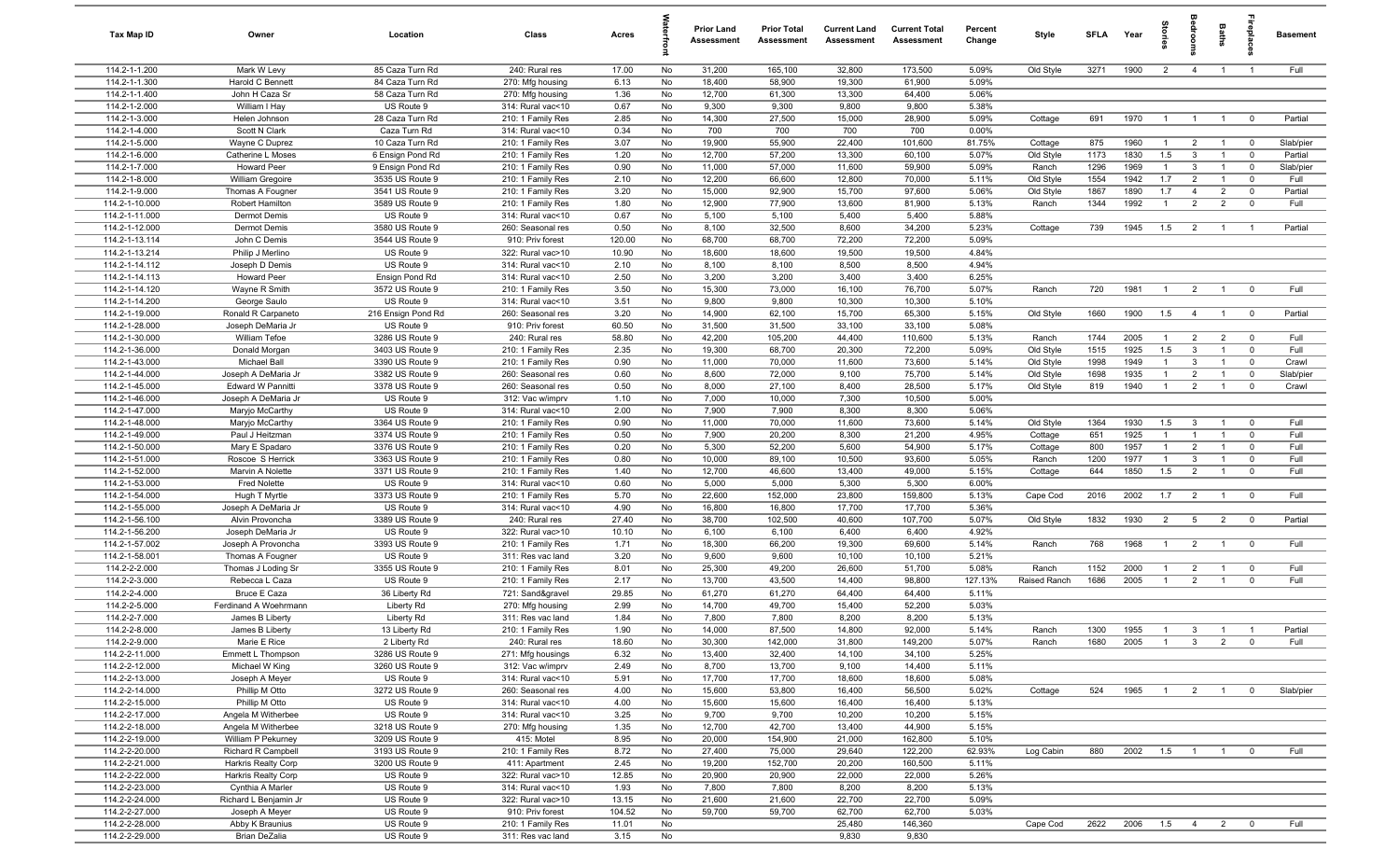| Tax Map ID | Owner | Location | Class | Acres | Waterfront | Prior Land Assessment | Prior Total Assessment | Current Land Assessment | Current Total Assessment | Percent Change | Style | SFLA | Year | Stories | Bedrooms | Baths | Fireplaces | Basement |
|---|---|---|---|---|---|---|---|---|---|---|---|---|---|---|---|---|---|---|
| 114.2-1-1.200 | Mark W Levy | 85 Caza Turn Rd | 240: Rural res | 17.00 | No | 31,200 | 165,100 | 32,800 | 173,500 | 5.09% | Old Style | 3271 | 1900 | 2 | 4 | 1 | 1 | Full |
| 114.2-1-1.300 | Harold C Bennett | 84 Caza Turn Rd | 270: Mfg housing | 6.13 | No | 18,400 | 58,900 | 19,300 | 61,900 | 5.09% | | | | | | | | |
| 114.2-1-1.400 | John H Caza Sr | 58 Caza Turn Rd | 270: Mfg housing | 1.36 | No | 12,700 | 61,300 | 13,300 | 64,400 | 5.06% | | | | | | | | |
| 114.2-1-2.000 | William I Hay | US Route 9 | 314: Rural vac<10 | 0.67 | No | 9,300 | 9,300 | 9,800 | 9,800 | 5.38% | | | | | | | | |
| 114.2-1-3.000 | Helen Johnson | 28 Caza Turn Rd | 210: 1 Family Res | 2.85 | No | 14,300 | 27,500 | 15,000 | 28,900 | 5.09% | Cottage | 691 | 1970 | 1 | 1 | 1 | 0 | Partial |
| 114.2-1-4.000 | Scott N Clark | Caza Turn Rd | 314: Rural vac<10 | 0.34 | No | 700 | 700 | 700 | 700 | 0.00% | | | | | | | | |
| 114.2-1-5.000 | Wayne C Duprez | 10 Caza Turn Rd | 210: 1 Family Res | 3.07 | No | 19,900 | 55,900 | 22,400 | 101,600 | 81.75% | Cottage | 875 | 1960 | 1 | 2 | 1 | 0 | Slab/pier |
| 114.2-1-6.000 | Catherine L Moses | 6 Ensign Pond Rd | 210: 1 Family Res | 1.20 | No | 12,700 | 57,200 | 13,300 | 60,100 | 5.07% | Old Style | 1173 | 1830 | 1.5 | 3 | 1 | 0 | Partial |
| 114.2-1-7.000 | Howard Peer | 9 Ensign Pond Rd | 210: 1 Family Res | 0.90 | No | 11,000 | 57,000 | 11,600 | 59,900 | 5.09% | Ranch | 1296 | 1969 | 1 | 3 | 1 | 0 | Slab/pier |
| 114.2-1-8.000 | William Gregoire | 3535 US Route 9 | 210: 1 Family Res | 2.10 | No | 12,200 | 66,600 | 12,800 | 70,000 | 5.11% | Old Style | 1554 | 1942 | 1.7 | 2 | 1 | 0 | Full |
| 114.2-1-9.000 | Thomas A Fougner | 3541 US Route 9 | 210: 1 Family Res | 3.20 | No | 15,000 | 92,900 | 15,700 | 97,600 | 5.06% | Old Style | 1867 | 1890 | 1.7 | 4 | 2 | 0 | Partial |
| 114.2-1-10.000 | Robert Hamilton | 3589 US Route 9 | 210: 1 Family Res | 1.80 | No | 12,900 | 77,900 | 13,600 | 81,900 | 5.13% | Ranch | 1344 | 1992 | 1 | 2 | 2 | 0 | Full |
| 114.2-1-11.000 | Dermot Demis | US Route 9 | 314: Rural vac<10 | 0.67 | No | 5,100 | 5,100 | 5,400 | 5,400 | 5.88% | | | | | | | | |
| 114.2-1-12.000 | Dermot Demis | 3580 US Route 9 | 260: Seasonal res | 0.50 | No | 8,100 | 32,500 | 8,600 | 34,200 | 5.23% | Cottage | 739 | 1945 | 1.5 | 2 | 1 | 1 | Partial |
| 114.2-1-13.114 | John C Demis | 3544 US Route 9 | 910: Priv forest | 120.00 | No | 68,700 | 68,700 | 72,200 | 72,200 | 5.09% | | | | | | | | |
| 114.2-1-13.214 | Philip J Merlino | US Route 9 | 322: Rural vac>10 | 10.90 | No | 18,600 | 18,600 | 19,500 | 19,500 | 4.84% | | | | | | | | |
| 114.2-1-14.112 | Joseph D Demis | US Route 9 | 314: Rural vac<10 | 2.10 | No | 8,100 | 8,100 | 8,500 | 8,500 | 4.94% | | | | | | | | |
| 114.2-1-14.113 | Howard Peer | Ensign Pond Rd | 314: Rural vac<10 | 2.50 | No | 3,200 | 3,200 | 3,400 | 3,400 | 6.25% | | | | | | | | |
| 114.2-1-14.120 | Wayne R Smith | 3572 US Route 9 | 210: 1 Family Res | 3.50 | No | 15,300 | 73,000 | 16,100 | 76,700 | 5.07% | Ranch | 720 | 1981 | 1 | 2 | 1 | 0 | Full |
| 114.2-1-14.200 | George Saulo | US Route 9 | 314: Rural vac<10 | 3.51 | No | 9,800 | 9,800 | 10,300 | 10,300 | 5.10% | | | | | | | | |
| 114.2-1-19.000 | Ronald R Carpaneto | 216 Ensign Pond Rd | 260: Seasonal res | 3.20 | No | 14,900 | 62,100 | 15,700 | 65,300 | 5.15% | Old Style | 1660 | 1900 | 1.5 | 4 | 1 | 0 | Partial |
| 114.2-1-28.000 | Joseph DeMaria Jr | US Route 9 | 910: Priv forest | 60.50 | No | 31,500 | 31,500 | 33,100 | 33,100 | 5.08% | | | | | | | | |
| 114.2-1-30.000 | William Tefoe | 3286 US Route 9 | 240: Rural res | 58.80 | No | 42,200 | 105,200 | 44,400 | 110,600 | 5.13% | Ranch | 1744 | 2005 | 1 | 2 | 2 | 0 | Full |
| 114.2-1-36.000 | Donald Morgan | 3403 US Route 9 | 210: 1 Family Res | 2.35 | No | 19,300 | 68,700 | 20,300 | 72,200 | 5.09% | Old Style | 1515 | 1925 | 1.5 | 3 | 1 | 0 | Full |
| 114.2-1-43.000 | Michael Ball | 3390 US Route 9 | 210: 1 Family Res | 0.90 | No | 11,000 | 70,000 | 11,600 | 73,600 | 5.14% | Old Style | 1998 | 1949 | 1 | 3 | 1 | 0 | Crawl |
| 114.2-1-44.000 | Joseph A DeMaria Jr | 3382 US Route 9 | 260: Seasonal res | 0.60 | No | 8,600 | 72,000 | 9,100 | 75,700 | 5.14% | Old Style | 1698 | 1935 | 1 | 2 | 1 | 0 | Slab/pier |
| 114.2-1-45.000 | Edward W Pannitti | 3378 US Route 9 | 260: Seasonal res | 0.50 | No | 8,000 | 27,100 | 8,400 | 28,500 | 5.17% | Old Style | 819 | 1940 | 1 | 2 | 1 | 0 | Crawl |
| 114.2-1-46.000 | Joseph A DeMaria Jr | US Route 9 | 312: Vac w/imprv | 1.10 | No | 7,000 | 10,000 | 7,300 | 10,500 | 5.00% | | | | | | | | |
| 114.2-1-47.000 | Maryjo McCarthy | US Route 9 | 314: Rural vac<10 | 2.00 | No | 7,900 | 7,900 | 8,300 | 8,300 | 5.06% | | | | | | | | |
| 114.2-1-48.000 | Maryjo McCarthy | 3364 US Route 9 | 210: 1 Family Res | 0.90 | No | 11,000 | 70,000 | 11,600 | 73,600 | 5.14% | Old Style | 1364 | 1930 | 1.5 | 3 | 1 | 0 | Full |
| 114.2-1-49.000 | Paul J Heitzman | 3374 US Route 9 | 210: 1 Family Res | 0.50 | No | 7,900 | 20,200 | 8,300 | 21,200 | 4.95% | Cottage | 651 | 1925 | 1 | 1 | 1 | 0 | Full |
| 114.2-1-50.000 | Mary E Spadaro | 3376 US Route 9 | 210: 1 Family Res | 0.20 | No | 5,300 | 52,200 | 5,600 | 54,900 | 5.17% | Cottage | 800 | 1957 | 1 | 2 | 1 | 0 | Full |
| 114.2-1-51.000 | Roscoe S Herrick | 3363 US Route 9 | 210: 1 Family Res | 0.80 | No | 10,000 | 89,100 | 10,500 | 93,600 | 5.05% | Ranch | 1200 | 1977 | 1 | 3 | 1 | 0 | Full |
| 114.2-1-52.000 | Marvin A Nolette | 3371 US Route 9 | 210: 1 Family Res | 1.40 | No | 12,700 | 46,600 | 13,400 | 49,000 | 5.15% | Cottage | 644 | 1850 | 1.5 | 2 | 1 | 0 | Full |
| 114.2-1-53.000 | Fred Nolette | US Route 9 | 314: Rural vac<10 | 0.60 | No | 5,000 | 5,000 | 5,300 | 5,300 | 6.00% | | | | | | | | |
| 114.2-1-54.000 | Hugh T Myrtle | 3373 US Route 9 | 210: 1 Family Res | 5.70 | No | 22,600 | 152,000 | 23,800 | 159,800 | 5.13% | Cape Cod | 2016 | 2002 | 1.7 | 2 | 1 | 0 | Full |
| 114.2-1-55.000 | Joseph A DeMaria Jr | US Route 9 | 314: Rural vac<10 | 4.90 | No | 16,800 | 16,800 | 17,700 | 17,700 | 5.36% | | | | | | | | |
| 114.2-1-56.100 | Alvin Provoncha | 3389 US Route 9 | 240: Rural res | 27.40 | No | 38,700 | 102,500 | 40,600 | 107,700 | 5.07% | Old Style | 1832 | 1930 | 2 | 5 | 2 | 0 | Partial |
| 114.2-1-56.200 | Joseph DeMaria Jr | US Route 9 | 322: Rural vac>10 | 10.10 | No | 6,100 | 6,100 | 6,400 | 6,400 | 4.92% | | | | | | | | |
| 114.2-1-57.002 | Joseph A Provoncha | 3393 US Route 9 | 210: 1 Family Res | 1.71 | No | 18,300 | 66,200 | 19,300 | 69,600 | 5.14% | Ranch | 768 | 1968 | 1 | 2 | 1 | 0 | Full |
| 114.2-1-58.001 | Thomas A Fougner | US Route 9 | 311: Res vac land | 3.20 | No | 9,600 | 9,600 | 10,100 | 10,100 | 5.21% | | | | | | | | |
| 114.2-2-2.000 | Thomas J Loding Sr | 3355 US Route 9 | 210: 1 Family Res | 8.01 | No | 25,300 | 49,200 | 26,600 | 51,700 | 5.08% | Ranch | 1152 | 2000 | 1 | 2 | 1 | 0 | Full |
| 114.2-2-3.000 | Rebecca L Caza | US Route 9 | 210: 1 Family Res | 2.17 | No | 13,700 | 43,500 | 14,400 | 98,800 | 127.13% | Raised Ranch | 1686 | 2005 | 1 | 2 | 1 | 0 | Full |
| 114.2-2-4.000 | Bruce E Caza | 36 Liberty Rd | 721: Sand&gravel | 29.85 | No | 61,270 | 61,270 | 64,400 | 64,400 | 5.11% | | | | | | | | |
| 114.2-2-5.000 | Ferdinand A Woehrmann | Liberty Rd | 270: Mfg housing | 2.99 | No | 14,700 | 49,700 | 15,400 | 52,200 | 5.03% | | | | | | | | |
| 114.2-2-7.000 | James B Liberty | Liberty Rd | 311: Res vac land | 1.84 | No | 7,800 | 7,800 | 8,200 | 8,200 | 5.13% | | | | | | | | |
| 114.2-2-8.000 | James B Liberty | 13 Liberty Rd | 210: 1 Family Res | 1.90 | No | 14,000 | 87,500 | 14,800 | 92,000 | 5.14% | Ranch | 1300 | 1955 | 1 | 3 | 1 | 1 | Partial |
| 114.2-2-9.000 | Marie E Rice | 2 Liberty Rd | 240: Rural res | 18.60 | No | 30,300 | 142,000 | 31,800 | 149,200 | 5.07% | Ranch | 1680 | 2005 | 1 | 3 | 2 | 0 | Full |
| 114.2-2-11.000 | Emmett L Thompson | 3286 US Route 9 | 271: Mfg housings | 6.32 | No | 13,400 | 32,400 | 14,100 | 34,100 | 5.25% | | | | | | | | |
| 114.2-2-12.000 | Michael W King | 3260 US Route 9 | 312: Vac w/imprv | 2.49 | No | 8,700 | 13,700 | 9,100 | 14,400 | 5.11% | | | | | | | | |
| 114.2-2-13.000 | Joseph A Meyer | US Route 9 | 314: Rural vac<10 | 5.91 | No | 17,700 | 17,700 | 18,600 | 18,600 | 5.08% | | | | | | | | |
| 114.2-2-14.000 | Phillip M Otto | 3272 US Route 9 | 260: Seasonal res | 4.00 | No | 15,600 | 53,800 | 16,400 | 56,500 | 5.02% | Cottage | 524 | 1965 | 1 | 2 | 1 | 0 | Slab/pier |
| 114.2-2-15.000 | Phillip M Otto | US Route 9 | 314: Rural vac<10 | 4.00 | No | 15,600 | 15,600 | 16,400 | 16,400 | 5.13% | | | | | | | | |
| 114.2-2-17.000 | Angela M Witherbee | US Route 9 | 314: Rural vac<10 | 3.25 | No | 9,700 | 9,700 | 10,200 | 10,200 | 5.15% | | | | | | | | |
| 114.2-2-18.000 | Angela M Witherbee | 3218 US Route 9 | 270: Mfg housing | 1.35 | No | 12,700 | 42,700 | 13,400 | 44,900 | 5.15% | | | | | | | | |
| 114.2-2-19.000 | William P Pekurney | 3209 US Route 9 | 415: Motel | 8.95 | No | 20,000 | 154,900 | 21,000 | 162,800 | 5.10% | | | | | | | | |
| 114.2-2-20.000 | Richard R Campbell | 3193 US Route 9 | 210: 1 Family Res | 8.72 | No | 27,400 | 75,000 | 29,640 | 122,200 | 62.93% | Log Cabin | 880 | 2002 | 1.5 | 1 | 1 | 0 | Full |
| 114.2-2-21.000 | Harkris Realty Corp | 3200 US Route 9 | 411: Apartment | 2.45 | No | 19,200 | 152,700 | 20,200 | 160,500 | 5.11% | | | | | | | | |
| 114.2-2-22.000 | Harkris Realty Corp | US Route 9 | 322: Rural vac>10 | 12.85 | No | 20,900 | 20,900 | 22,000 | 22,000 | 5.26% | | | | | | | | |
| 114.2-2-23.000 | Cynthia A Marler | US Route 9 | 314: Rural vac<10 | 1.93 | No | 7,800 | 7,800 | 8,200 | 8,200 | 5.13% | | | | | | | | |
| 114.2-2-24.000 | Richard L Benjamin Jr | US Route 9 | 322: Rural vac>10 | 13.15 | No | 21,600 | 21,600 | 22,700 | 22,700 | 5.09% | | | | | | | | |
| 114.2-2-27.000 | Joseph A Meyer | US Route 9 | 910: Priv forest | 104.52 | No | 59,700 | 59,700 | 62,700 | 62,700 | 5.03% | | | | | | | | |
| 114.2-2-28.000 | Abby K Braunius | US Route 9 | 210: 1 Family Res | 11.01 | No | | | 25,480 | 146,360 | | Cape Cod | 2622 | 2006 | 1.5 | 4 | 2 | 0 | Full |
| 114.2-2-29.000 | Brian DeZalia | US Route 9 | 311: Res vac land | 3.15 | No | | | 9,830 | 9,830 | | | | | | | | | |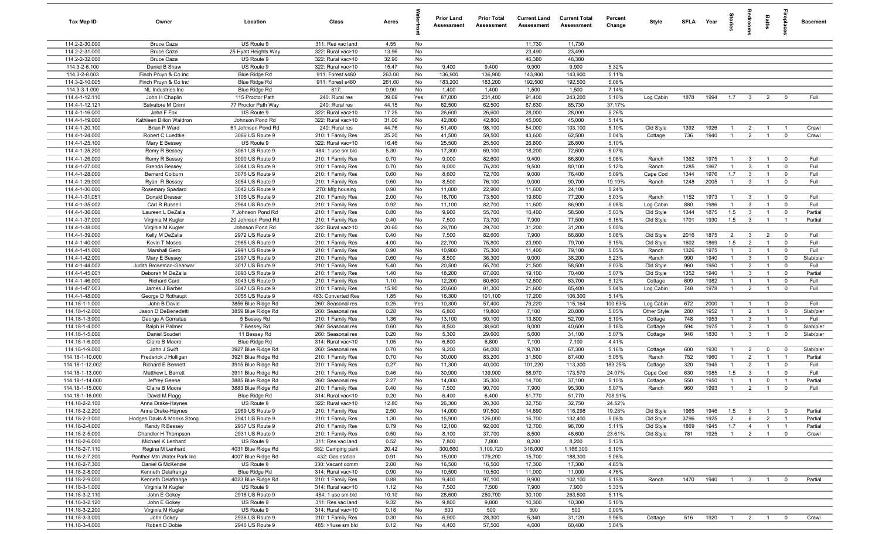| Tax Map ID | Owner | Location | Class | Acres | Waterfront | Prior Land Assessment | Prior Total Assessment | Current Land Assessment | Current Total Assessment | Percent Change | Style | SFLA | Year | Stories | Bedrooms | Baths | Fireplaces | Basement |
|---|---|---|---|---|---|---|---|---|---|---|---|---|---|---|---|---|---|---|
| 114.2-2-30.000 | Bruce Caza | US Route 9 | 311: Res vac land | 4.55 | No | | | 11,730 | 11,730 | | | | | | | | | |
| 114.2-2-31.000 | Bruce Caza | 25 Hyatt Heights Way | 322: Rural vac>10 | 13.96 | No | | | 23,490 | 23,490 | | | | | | | | | |
| 114.2-2-32.000 | Bruce Caza | US Route 9 | 322: Rural vac>10 | 32.90 | No | | | 46,380 | 46,380 | | | | | | | | | |
| 114.3-2-6.100 | Daniel B Shaw | US Route 9 | 322: Rural vac>10 | 15.47 | No | 9,400 | 9,400 | 9,900 | 9,900 | 5.32% | | | | | | | | |
| 114.3-2-8.003 | Finch Pruyn & Co Inc | Blue Ridge Rd | 911: Forest s480 | 263.00 | No | 136,900 | 136,900 | 143,900 | 143,900 | 5.11% | | | | | | | | |
| 114.3-2-10.005 | Finch Pruyn & Co Inc | Blue Ridge Rd | 911: Forest s480 | 261.60 | No | 183,200 | 183,200 | 192,500 | 192,500 | 5.08% | | | | | | | | |
| 114.3-3-1.000 | NL Industries Inc | Blue Ridge Rd | 817: | 0.90 | No | 1,400 | 1,400 | 1,500 | 1,500 | 7.14% | | | | | | | | |
| 114.4-1-12.110 | John H Chaplin | 115 Proctor Path | 240: Rural res | 39.69 | Yes | 87,000 | 231,400 | 91,400 | 243,200 | 5.10% | Log Cabin | 1878 | 1994 | 1.7 | 3 | 2 | 0 | Full |
| 114.4-1-12.121 | Salvatore M Crimi | 77 Proctor Path Way | 240: Rural res | 44.15 | No | 62,500 | 62,500 | 67,630 | 85,730 | 37.17% | | | | | | | | |
| 114.4-1-16.000 | John F Fox | US Route 9 | 322: Rural vac>10 | 17.25 | No | 26,600 | 26,600 | 28,000 | 28,000 | 5.26% | | | | | | | | |
| 114.4-1-19.000 | Kathleen Dillon Waldron | Johnson Pond Rd | 322: Rural vac>10 | 31.00 | No | 42,800 | 42,800 | 45,000 | 45,000 | 5.14% | | | | | | | | |
| 114.4-1-20.100 | Brian P Ward | 61 Johnson Pond Rd | 240: Rural res | 44.76 | No | 51,400 | 98,100 | 54,000 | 103,100 | 5.10% | Old Style | 1392 | 1926 | 1 | 2 | 1 | 1 | Crawl |
| 114.4-1-24.000 | Robert C Luedtke | 3066 US Route 9 | 210: 1 Family Res | 25.20 | No | 41,500 | 59,500 | 43,600 | 62,500 | 5.04% | Cottage | 736 | 1940 | 1 | 2 | 1 | 0 | Crawl |
| 114.4-1-25.100 | Mary E Bessey | US Route 9 | 322: Rural vac>10 | 16.46 | No | 25,500 | 25,500 | 26,800 | 26,800 | 5.10% | | | | | | | | |
| 114.4-1-25.200 | Remy R Bessey | 3061 US Route 9 | 484: 1 use sm bld | 5.30 | No | 17,300 | 69,100 | 18,200 | 72,600 | 5.07% | | | | | | | | |
| 114.4-1-26.000 | Remy R Bessey | 3090 US Route 9 | 210: 1 Family Res | 0.70 | No | 9,000 | 82,600 | 9,400 | 86,800 | 5.08% | Ranch | 1362 | 1975 | 1 | 3 | 1 | 0 | Full |
| 114.4-1-27.000 | Brenda Bessey | 3084 US Route 9 | 210: 1 Family Res | 0.70 | No | 9,000 | 76,200 | 9,500 | 80,100 | 5.12% | Ranch | 1285 | 1967 | 1 | 3 | 1 | 0 | Full |
| 114.4-1-28.000 | Bernard Colburn | 3076 US Route 9 | 210: 1 Family Res | 0.60 | No | 8,600 | 72,700 | 9,000 | 76,400 | 5.09% | Cape Cod | 1344 | 1976 | 1.7 | 3 | 1 | 0 | Full |
| 114.4-1-29.000 | Ryan R Bessey | 3054 US Route 9 | 210: 1 Family Res | 0.60 | No | 8,500 | 76,100 | 9,000 | 90,700 | 19.19% | Ranch | 1248 | 2005 | 1 | 3 | 1 | 0 | Full |
| 114.4-1-30.000 | Rosemary Spadaro | 3042 US Route 9 | 270: Mfg housing | 0.90 | No | 11,000 | 22,900 | 11,600 | 24,100 | 5.24% | | | | | | | | |
| 114.4-1-31.051 | Donald Dresser | 3105 US Route 9 | 210: 1 Family Res | 2.00 | No | 18,700 | 73,500 | 19,600 | 77,200 | 5.03% | Ranch | 1152 | 1973 | 1 | 3 | 1 | 0 | Full |
| 114.4-1-35.002 | Carl R Russell | 2984 US Route 9 | 210: 1 Family Res | 0.92 | No | 11,100 | 82,700 | 11,600 | 86,900 | 5.08% | Log Cabin | 880 | 1986 | 1 | 3 | 1 | 0 | Full |
| 114.4-1-36.000 | Laureen L DeZalia | 7 Johnson Pond Rd | 210: 1 Family Res | 0.80 | No | 9,900 | 55,700 | 10,400 | 58,500 | 5.03% | Old Style | 1344 | 1875 | 1.5 | 3 | 1 | 0 | Partial |
| 114.4-1-37.000 | Virginia M Kugler | 20 Johnson Pond Rd | 210: 1 Family Res | 0.40 | No | 7,500 | 73,700 | 7,900 | 77,500 | 5.16% | Old Style | 1701 | 1930 | 1.5 | 3 | 1 | 1 | Partial |
| 114.4-1-38.000 | Virginia M Kugler | Johnson Pond Rd | 322: Rural vac>10 | 20.60 | No | 29,700 | 29,700 | 31,200 | 31,200 | 5.05% | | | | | | | | |
| 114.4-1-39.000 | Kelly M DeZalia | 2972 US Route 9 | 210: 1 Family Res | 0.40 | No | 7,500 | 82,600 | 7,900 | 86,800 | 5.08% | Old Style | 2016 | 1875 | 2 | 3 | 2 | 0 | Full |
| 114.4-1-40.000 | Kevin T Moses | 2985 US Route 9 | 210: 1 Family Res | 4.00 | No | 22,700 | 75,800 | 23,900 | 79,700 | 5.15% | Old Style | 1602 | 1869 | 1.5 | 2 | 1 | 0 | Full |
| 114.4-1-41.000 | Marshall Gero | 2991 US Route 9 | 210: 1 Family Res | 0.90 | No | 10,900 | 75,300 | 11,400 | 79,100 | 5.05% | Ranch | 1326 | 1975 | 1 | 3 | 1 | 0 | Full |
| 114.4-1-42.000 | Mary E Bessey | 2997 US Route 9 | 210: 1 Family Res | 0.60 | No | 8,500 | 36,300 | 9,000 | 38,200 | 5.23% | Ranch | 990 | 1940 | 1 | 3 | 1 | 0 | Slab/pier |
| 114.4-1-44.002 | Judith Broseman-Gearwar | 3017 US Route 9 | 210: 1 Family Res | 5.40 | No | 20,500 | 55,700 | 21,500 | 58,500 | 5.03% | Old Style | 960 | 1950 | 1 | 2 | 1 | 0 | Full |
| 114.4-1-45.001 | Deborah M DeZalia | 3093 US Route 9 | 210: 1 Family Res | 1.40 | No | 18,200 | 67,000 | 19,100 | 70,400 | 5.07% | Old Style | 1352 | 1940 | 1 | 3 | 1 | 0 | Partial |
| 114.4-1-46.000 | Richard Card | 3043 US Route 9 | 210: 1 Family Res | 1.10 | No | 12,200 | 60,600 | 12,800 | 63,700 | 5.12% | Cottage | 609 | 1982 | 1 | 1 | 1 | 0 | Full |
| 114.4-1-47.003 | James J Barber | 3047 US Route 9 | 210: 1 Family Res | 15.90 | No | 20,600 | 81,300 | 21,600 | 85,400 | 5.04% | Log Cabin | 748 | 1978 | 1 | 2 | 1 | 0 | Full |
| 114.4-1-48.000 | George D Rothaupt | 3055 US Route 9 | 483: Converted Res | 1.85 | No | 16,300 | 101,100 | 17,200 | 106,300 | 5.14% | | | | | | | | |
| 114.18-1-1.000 | John B David | 3856 Blue Ridge Rd | 260: Seasonal res | 0.25 | Yes | 10,300 | 57,400 | 79,220 | 115,164 | 100.63% | Log Cabin | 672 | 2000 | 1 | 1 | 1 | 0 | Full |
| 114.18-1-2.000 | Jason D DeBenedetti | 3859 Blue Ridge Rd | 260: Seasonal res | 0.28 | No | 6,800 | 19,800 | 7,100 | 20,800 | 5.05% | Other Style | 280 | 1952 | 1 | 2 | 1 | 0 | Slab/pier |
| 114.18-1-3.000 | George A Comatas | 5 Bessey Rd | 210: 1 Family Res | 1.36 | No | 13,100 | 50,100 | 13,800 | 52,700 | 5.19% | Cottage | 748 | 1953 | 1 | 3 | 1 | 1 | Full |
| 114.18-1-4.000 | Ralph H Palmer | 7 Bessey Rd | 260: Seasonal res | 0.60 | No | 8,500 | 38,600 | 9,000 | 40,600 | 5.18% | Cottage | 594 | 1975 | 1 | 2 | 1 | 0 | Slab/pier |
| 114.18-1-5.000 | Daniel Scuderi | 11 Bessey Rd | 260: Seasonal res | 0.20 | No | 5,300 | 29,600 | 5,600 | 31,100 | 5.07% | Cottage | 946 | 1830 | 1 | 3 | 1 | 0 | Slab/pier |
| 114.18-1-6.000 | Claire B Moore | Blue Ridge Rd | 314: Rural vac<10 | 1.05 | No | 6,800 | 6,800 | 7,100 | 7,100 | 4.41% | | | | | | | | |
| 114.18-1-9.000 | John J Swift | 3927 Blue Ridge Rd | 260: Seasonal res | 0.70 | No | 9,200 | 64,000 | 9,700 | 67,300 | 5.16% | Cottage | 600 | 1930 | 1 | 2 | 0 | 0 | Slab/pier |
| 114.18-1-10.000 | Frederick J Holligan | 3921 Blue Ridge Rd | 210: 1 Family Res | 0.70 | No | 30,000 | 83,200 | 31,500 | 87,400 | 5.05% | Ranch | 752 | 1960 | 1 | 2 | 1 | 1 | Partial |
| 114.18-1-12.002 | Richard E Bennett | 3915 Blue Ridge Rd | 210: 1 Family Res | 0.27 | No | 11,300 | 40,000 | 101,220 | 113,300 | 183.25% | Cottage | 320 | 1945 | 1 | 2 | 1 | 0 | Full |
| 114.18-1-13.000 | Matthew L Barrett | 3911 Blue Ridge Rd | 210: 1 Family Res | 0.46 | No | 30,900 | 139,900 | 58,970 | 173,570 | 24.07% | Cape Cod | 630 | 1985 | 1.5 | 3 | 1 | 0 | Full |
| 114.18-1-14.000 | Jeffrey Geene | 3885 Blue Ridge Rd | 260: Seasonal res | 2.27 | No | 14,000 | 35,300 | 14,700 | 37,100 | 5.10% | Cottage | 550 | 1950 | 1 | 1 | 0 | 1 | Partial |
| 114.18-1-15.000 | Claire B Moore | 3883 Blue Ridge Rd | 210: 1 Family Res | 0.40 | No | 7,500 | 90,700 | 7,900 | 95,300 | 5.07% | Ranch | 960 | 1993 | 1 | 2 | 1 | 0 | Full |
| 114.18-1-16.000 | David M Flagg | Blue Ridge Rd | 314: Rural vac<10 | 0.20 | No | 6,400 | 6,400 | 51,770 | 51,770 | 708.91% | | | | | | | | |
| 114.18-2-2.100 | Anna Drake-Haynes | US Route 9 | 322: Rural vac>10 | 12.80 | No | 26,300 | 26,300 | 32,750 | 32,750 | 24.52% | | | | | | | | |
| 114.18-2-2.200 | Anna Drake-Haynes | 2969 US Route 9 | 210: 1 Family Res | 2.50 | No | 14,000 | 97,500 | 14,890 | 116,298 | 19.28% | Old Style | 1965 | 1946 | 1.5 | 3 | 1 | 0 | Partial |
| 114.18-2-3.000 | Hodges Davis & Monks Stong | 2941 US Route 9 | 210: 1 Family Res | 1.30 | No | 15,900 | 126,000 | 16,700 | 132,400 | 5.08% | Old Style | 3796 | 1925 | 2 | 6 | 2 | 1 | Partial |
| 114.18-2-4.000 | Randy R Bessey | 2937 US Route 9 | 210: 1 Family Res | 0.79 | No | 12,100 | 92,000 | 12,700 | 96,700 | 5.11% | Old Style | 1869 | 1945 | 1.7 | 4 | 1 | 1 | Partial |
| 114.18-2-5.000 | Chandler H Thompson | 2931 US Route 9 | 210: 1 Family Res | 0.50 | No | 8,100 | 37,700 | 8,500 | 46,600 | 23.61% | Old Style | 781 | 1925 | 1 | 2 | 1 | 0 | Crawl |
| 114.18-2-6.000 | Michael K Lenhard | US Route 9 | 311: Res vac land | 0.52 | No | 7,800 | 7,800 | 8,200 | 8,200 | 5.13% | | | | | | | | |
| 114.18-2-7.110 | Regina M Lenhard | 4031 Blue Ridge Rd | 582: Camping park | 20.42 | No | 300,660 | 1,109,720 | 316,000 | 1,166,300 | 5.10% | | | | | | | | |
| 114.18-2-7.200 | Panther Mtn Water Park Inc | 4007 Blue Ridge Rd | 432: Gas station | 0.91 | No | 15,000 | 179,200 | 15,700 | 188,300 | 5.08% | | | | | | | | |
| 114.18-2-7.300 | Daniel G McKenzie | US Route 9 | 330: Vacant comm | 2.00 | No | 16,500 | 16,500 | 17,300 | 17,300 | 4.85% | | | | | | | | |
| 114.18-2-8.000 | Kenneth Delafrange | Blue Ridge Rd | 314: Rural vac<10 | 0.90 | No | 10,500 | 10,500 | 11,000 | 11,000 | 4.76% | | | | | | | | |
| 114.18-2-9.000 | Kenneth Delafrange | 4023 Blue Ridge Rd | 210: 1 Family Res | 0.88 | No | 9,400 | 97,100 | 9,900 | 102,100 | 5.15% | Ranch | 1470 | 1940 | 1 | 3 | 1 | 0 | Partial |
| 114.18-3-1.000 | Virginia M Kugler | US Route 9 | 314: Rural vac<10 | 1.12 | No | 7,500 | 7,500 | 7,900 | 7,900 | 5.33% | | | | | | | | |
| 114.18-3-2.110 | John E Gokey | 2918 US Route 9 | 484: 1 use sm bld | 10.10 | No | 28,600 | 250,700 | 30,100 | 263,500 | 5.11% | | | | | | | | |
| 114.18-3-2.120 | John E Gokey | US Route 9 | 311: Res vac land | 9.32 | No | 9,800 | 9,800 | 10,300 | 10,300 | 5.10% | | | | | | | | |
| 114.18-3-2.200 | Virginia M Kugler | US Route 9 | 314: Rural vac<10 | 0.18 | No | 500 | 500 | 500 | 500 | 0.00% | | | | | | | | |
| 114.18-3-3.000 | John Gokey | 2936 US Route 9 | 210: 1 Family Res | 0.30 | No | 6,900 | 28,300 | 5,340 | 31,120 | 9.96% | Cottage | 516 | 1920 | 1 | 2 | 1 | 0 | Crawl |
| 114.18-3-4.000 | Robert D Dobie | 2940 US Route 9 | 485: >1use sm bld | 0.12 | No | 4,400 | 57,500 | 4,600 | 60,400 | 5.04% | | | | | | | | |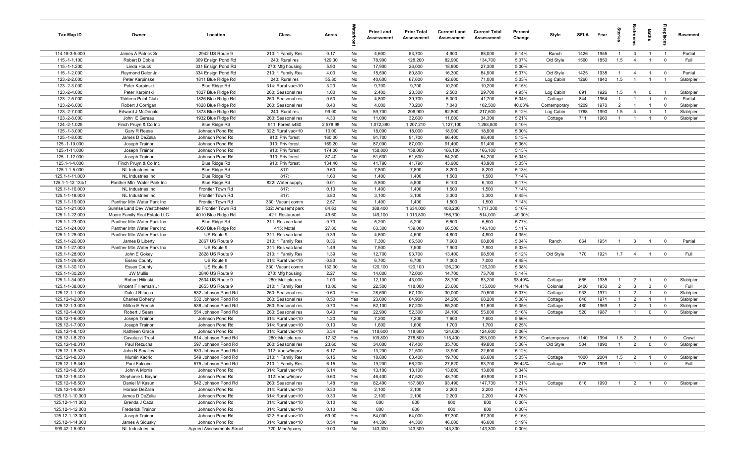| Tax Map ID | Owner | Location | Class | Acres | Waterfront | Prior Land Assessment | Prior Total Assessment | Current Land Assessment | Current Total Assessment | Percent Change | Style | SFLA | Year | Stories | Bedrooms | Baths | Fireplaces | Basement |
|---|---|---|---|---|---|---|---|---|---|---|---|---|---|---|---|---|---|---|
| 114.18-3-5.000 | James A Patrick Sr | 2942 US Route 9 | 210: 1 Family Res | 0.17 | No | 4,600 | 83,700 | 4,900 | 88,000 | 5.14% | Ranch | 1426 | 1955 | 1 | 3 | 1 | 1 | Partial |
| 115.-1-1.100 | Robert D Dobie | 369 Ensign Pond Rd | 240: Rural res | 129.30 | No | 78,900 | 128,200 | 82,900 | 134,700 | 5.07% | Old Style | 1560 | 1850 | 1.5 | 4 | 1 | 0 | Full |
| 115.-1-1.200 | Linda Houck | 331 Ensign Pond Rd | 270: Mfg housing | 5.90 | No | 17,900 | 26,000 | 18,800 | 27,300 | 5.00% | | | | | | | | |
| 115.-1-2.000 | Raymond Delor Jr | 334 Ensign Pond Rd | 210: 1 Family Res | 4.00 | No | 15,500 | 80,800 | 16,300 | 84,900 | 5.07% | Old Style | 1425 | 1938 | 1 | 4 | 1 | 0 | Partial |
| 123.-2-2.000 | Peter Karpinske | 1811 Blue Ridge Rd | 240: Rural res | 55.80 | No | 40,600 | 67,600 | 42,600 | 71,000 | 5.03% | Log Cabin | 1260 | 1840 | 1.5 | 1 | 1 | 1 | Slab/pier |
| 123.-2-3.000 | Peter Karpinski | Blue Ridge Rd | 314: Rural vac<10 | 3.23 | No | 9,700 | 9,700 | 10,200 | 10,200 | 5.15% | | | | | | | | |
| 123.-2-4.000 | Peter Karpinski | 1827 Blue Ridge Rd | 260: Seasonal res | 1.00 | No | 2,400 | 28,300 | 2,500 | 29,700 | 4.95% | Log Cabin | 891 | 1926 | 1.5 | 4 | 0 | 1 | Slab/pier |
| 123.-2-5.000 | Thirteen Point Club | 1826 Blue Ridge Rd | 260: Seasonal res | 0.50 | No | 4,800 | 39,700 | 5,000 | 41,700 | 5.04% | Cottage | 844 | 1964 | 1 | 1 | 1 | 0 | Partial |
| 123.-2-6.000 | Robert J Corrigan | 1828 Blue Ridge Rd | 260: Seasonal res | 0.40 | No | 4,000 | 73,200 | 7,040 | 102,500 | 40.03% | Contemporary | 1209 | 1970 | 2 | 1 | 1 | 0 | Slab/pier |
| 123.-2-7.000 | Edward J McDonald | 1878 Blue Ridge Rd | 240: Rural res | 99.00 | No | 59,700 | 206,900 | 62,800 | 217,500 | 5.12% | Log Cabin | 1768 | 1990 | 1.5 | 3 | 1 | 1 | Slab/pier |
| 123.-2-8.000 | John E Gereau | 1932 Blue Ridge Rd | 260: Seasonal res | 4.30 | No | 11,000 | 32,600 | 11,600 | 34,300 | 5.21% | Cottage | 711 | 1960 | 1 | 1 | 1 | 0 | Slab/pier |
| 124.-2-1.025 | Finch Pruyn & Co Inc | Blue Ridge Rd | 911: Forest s480 | 2,578.98 | No | 1,072,380 | 1,207,210 | 1,127,100 | 1,268,800 | 5.10% | | | | | | | | |
| 125.-1-3.000 | Gary R Reese | Johnson Pond Rd | 322: Rural vac>10 | 10.00 | No | 18,000 | 18,000 | 18,900 | 18,900 | 5.00% | | | | | | | | |
| 125.-1-8.000 | James D DeZalia | Johnson Pond Rd | 910: Priv forest | 160.00 | No | 91,700 | 91,700 | 96,400 | 96,400 | 5.13% | | | | | | | | |
| 125.-1-10.000 | Joseph Trainor | Johnson Pond Rd | 910: Priv forest | 169.20 | No | 87,000 | 87,000 | 91,400 | 91,400 | 5.06% | | | | | | | | |
| 125.-1-11.000 | Joseph Trainor | Johnson Pond Rd | 910: Priv forest | 174.00 | Yes | 158,000 | 158,000 | 166,100 | 166,100 | 5.13% | | | | | | | | |
| 125.-1-12.000 | Joseph Trainor | Johnson Pond Rd | 910: Priv forest | 87.40 | No | 51,600 | 51,600 | 54,200 | 54,200 | 5.04% | | | | | | | | |
| 125.1-1-4.000 | Finch Pruyn & Co Inc | Blue Ridge Rd | 910: Priv forest | 134.40 | No | 41,790 | 41,790 | 43,900 | 43,900 | 5.05% | | | | | | | | |
| 125.1-1-5.000 | NL Industries Inc | Blue Ridge Rd | 817: | 9.60 | No | 7,800 | 7,800 | 8,200 | 8,200 | 5.13% | | | | | | | | |
| 125.1-1-11.000 | NL Industries Inc | Blue Ridge Rd | 817: | 1.60 | No | 1,400 | 1,400 | 1,500 | 1,500 | 7.14% | | | | | | | | |
| 125.1-1-12.134/1 | Panther Mtn Water Park Inc | Blue Ridge Rd | 822: Water supply | 0.01 | No | 5,800 | 5,800 | 6,100 | 6,100 | 5.17% | | | | | | | | |
| 125.1-1-16.000 | NL Industries Inc | Frontier Town Rd | 817: | 0.10 | No | 1,400 | 1,400 | 1,500 | 1,500 | 7.14% | | | | | | | | |
| 125.1-1-18.000 | NL Industries Inc | Frontier Town Rd | 817: | 3.80 | No | 3,100 | 3,100 | 3,300 | 3,300 | 6.45% | | | | | | | | |
| 125.1-1-19.000 | Panther Mtn Water Park Inc | Frontier Town Rd | 330: Vacant comm | 2.57 | No | 1,400 | 1,400 | 1,500 | 1,500 | 7.14% | | | | | | | | |
| 125.1-1-21.000 | Sunrise Land Dev Westchester | 80 Frontier Town Rd | 532: Amusemt park | 84.63 | No | 388,400 | 1,634,000 | 408,200 | 1,717,300 | 5.10% | | | | | | | | |
| 125.1-1-22.000 | Moore Family Real Estate LLC | 4010 Blue Ridge Rd | 421: Restaurant | 49.60 | No | 149,100 | 1,013,800 | 156,700 | 514,000 | -49.30% | | | | | | | | |
| 125.1-1-23.000 | Panther Mtn Water Park Inc | Blue Ridge Rd | 311: Res vac land | 0.70 | No | 5,200 | 5,200 | 5,500 | 5,500 | 5.77% | | | | | | | | |
| 125.1-1-24.000 | Panther Mtn Water Park Inc | 4050 Blue Ridge Rd | 415: Motel | 27.80 | No | 63,300 | 139,000 | 66,500 | 146,100 | 5.11% | | | | | | | | |
| 125.1-1-25.000 | Panther Mtn Water Park Inc | US Route 9 | 311: Res vac land | 0.39 | No | 4,600 | 4,600 | 4,800 | 4,800 | 4.35% | | | | | | | | |
| 125.1-1-26.000 | James B Liberty | 2867 US Route 9 | 210: 1 Family Res | 0.36 | No | 7,300 | 65,500 | 7,600 | 68,800 | 5.04% | Ranch | 864 | 1951 | 1 | 3 | 1 | 0 | Partial |
| 125.1-1-27.000 | Panther Mtn Water Park Inc | US Route 9 | 311: Res vac land | 1.49 | No | 7,500 | 7,500 | 7,900 | 7,900 | 5.33% | | | | | | | | |
| 125.1-1-28.000 | John E Gokey | 2828 US Route 9 | 210: 1 Family Res | 1.39 | No | 12,700 | 93,700 | 13,400 | 98,500 | 5.12% | Old Style | 770 | 1921 | 1.7 | 4 | 1 | 0 | Full |
| 125.1-1-29.000 | Essex County | US Route 9 | 314: Rural vac<10 | 0.83 | No | 6,700 | 6,700 | 7,000 | 7,000 | 4.48% | | | | | | | | |
| 125.1-1-30.100 | Essex County | US Route 9 | 330: Vacant comm | 132.00 | No | 120,100 | 120,100 | 126,200 | 126,200 | 5.08% | | | | | | | | |
| 125.1-1-30.200 | JW Mullis | 2840 US Route 9 | 270: Mfg housing | 2.27 | No | 14,000 | 72,000 | 14,700 | 75,700 | 5.14% | | | | | | | | |
| 125.1-1-34.000 | Robert Hilinski | 2504 US Route 9 | 280: Multiple res | 1.00 | No | 12,100 | 43,000 | 28,700 | 83,200 | 93.49% | Cottage | 665 | 1935 | 1 | 2 | 1 | 0 | Slab/pier |
| 125.1-1-38.000 | Vincent F Herman Jr | 2653 US Route 9 | 210: 1 Family Res | 10.00 | No | 22,500 | 118,000 | 23,600 | 135,000 | 14.41% | Colonial | 2400 | 1950 | 2 | 3 | 3 | 0 | Full |
| 125.12-1-1.000 | Dale J Ritacco | 532 Johnson Pond Rd | 260: Seasonal res | 0.60 | Yes | 28,600 | 67,100 | 30,000 | 70,500 | 5.07% | Cottage | 933 | 1971 | 1 | 2 | 1 | 0 | Slab/pier |
| 125.12-1-2.000 | Charles Doherty | 532 Johnson Pond Rd | 260: Seasonal res | 0.50 | Yes | 23,000 | 64,900 | 24,200 | 68,200 | 5.08% | Cottage | 848 | 1971 | 1 | 2 | 1 | 1 | Slab/pier |
| 125.12-1-3.000 | Milton E French | 536 Johnson Pond Rd | 260: Seasonal res | 0.70 | Yes | 62,100 | 87,200 | 65,200 | 91,600 | 5.05% | Cottage | 480 | 1969 | 1 | 2 | 1 | 0 | Slab/pier |
| 125.12-1-4.000 | Robert J Sears | 554 Johnson Pond Rd | 260: Seasonal res | 0.40 | Yes | 22,900 | 52,300 | 24,100 | 55,000 | 5.16% | Cottage | 520 | 1987 | 1 | 1 | 0 | 0 | Slab/pier |
| 125.12-1-6.000 | Joseph Trainor | Johnson Pond Rd | 314: Rural vac<10 | 1.20 | No | 7,200 | 7,200 | 7,600 | 7,600 | 5.56% | | | | | | | | |
| 125.12-1-7.000 | Joseph Trainor | Johnson Pond Rd | 314: Rural vac<10 | 0.10 | No | 1,600 | 1,600 | 1,700 | 1,700 | 6.25% | | | | | | | | |
| 125.12-1-8.100 | Kathleen Grace | Johnson Pond Rd | 314: Rural vac<10 | 3.34 | Yes | 118,600 | 118,600 | 124,600 | 124,600 | 5.06% | | | | | | | | |
| 125.12-1-8.200 | Cavaluzzi Trust | 614 Johnson Pond Rd | 280: Multiple res | 17.32 | Yes | 109,800 | 278,800 | 115,400 | 293,000 | 5.09% | Contemporary | 1140 | 1994 | 1.5 | 2 | 1 | 0 | Crawl |
| 125.12-1-8.310 | Paul Rezucha | 597 Johnson Pond Rd | 260: Seasonal res | 23.60 | No | 34,000 | 47,400 | 35,700 | 49,800 | 5.06% | Old Style | 504 | 1890 | 1 | 2 | 0 | 0 | Slab/pier |
| 125.12-1-8.320 | John N Smalley | 533 Johnson Pond Rd | 312: Vac w/imprv | 6.17 | No | 13,200 | 21,500 | 13,900 | 22,600 | 5.12% | | | | | | | | |
| 125.12-1-8.330 | Mumin Kadric | 549 Johnson Pond Rd | 210: 1 Family Res | 6.15 | No | 18,800 | 63,400 | 19,700 | 66,600 | 5.05% | Cottage | 1000 | 2004 | 1.5 | 2 | 1 | 0 | Slab/pier |
| 125.12-1-8.340 | Paul Falcone | 575 Johnson Pond Rd | 210: 1 Family Res | 6.15 | No | 19,200 | 66,200 | 27,620 | 83,700 | 26.44% | Cottage | 576 | 1999 | 1 | 1 | 1 | 0 | Full |
| 125.12-1-8.350 | John A Morris | Johnson Pond Rd | 314: Rural vac<10 | 6.14 | No | 13,100 | 13,100 | 13,800 | 13,800 | 5.34% | | | | | | | | |
| 125.12-1-8.400 | Stephanie L Bayan | Johnson Pond Rd | 312: Vac w/imprv | 0.60 | Yes | 46,400 | 47,520 | 48,700 | 49,900 | 5.01% | | | | | | | | |
| 125.12-1-8.500 | Daniel M Kasun | 542 Johnson Pond Rd | 260: Seasonal res | 1.48 | Yes | 82,400 | 137,800 | 93,490 | 147,730 | 7.21% | Cottage | 816 | 1993 | 1 | 2 | 1 | 0 | Slab/pier |
| 125.12-1-9.000 | Horace DeZalia | Johnson Pond Rd | 314: Rural vac<10 | 0.30 | No | 2,100 | 2,100 | 2,200 | 2,200 | 4.76% | | | | | | | | |
| 125.12-1-10.000 | James D DeZalia | Johnson Pond Rd | 314: Rural vac<10 | 0.30 | No | 2,100 | 2,100 | 2,200 | 2,200 | 4.76% | | | | | | | | |
| 125.12-1-11.000 | Brenda J Caza | Johnson Pond Rd | 314: Rural vac<10 | 0.10 | No | 800 | 800 | 800 | 800 | 0.00% | | | | | | | | |
| 125.12-1-12.000 | Frederick Trainor | Johnson Pond Rd | 314: Rural vac<10 | 0.10 | No | 800 | 800 | 800 | 800 | 0.00% | | | | | | | | |
| 125.12-1-13.000 | Joseph Trainor | Johnson Pond Rd | 322: Rural vac>10 | 69.90 | Yes | 64,000 | 64,000 | 67,300 | 67,300 | 5.16% | | | | | | | | |
| 125.12-1-14.000 | James A Sidusky | Johnson Pond Rd | 314: Rural vac<10 | 0.54 | Yes | 44,300 | 44,300 | 46,600 | 46,600 | 5.19% | | | | | | | | |
| 999.42-1-5.000 | NL Industries Inc | Agreed Assessments Struct | 720: Mine/quarry | 0.00 | No | 143,300 | 143,300 | 143,300 | 143,300 | 0.00% | | | | | | | | |